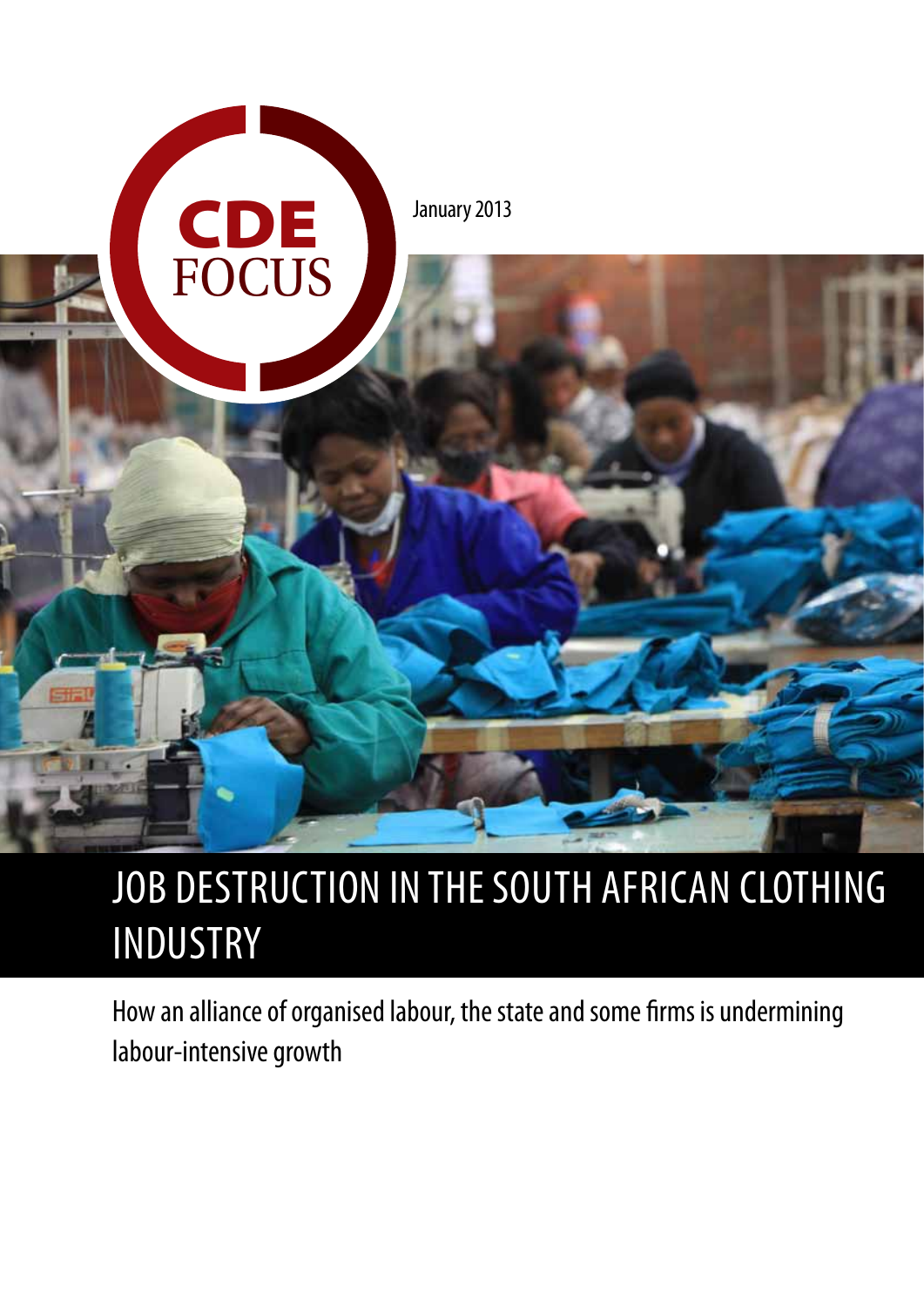CDE FOCUS

January 2013

# JOB DESTRUCTION IN THE SOUTH AFRICAN CLOTHING INDUSTRY

How an alliance of organised labour, the state and some firms is undermining labour-intensive growth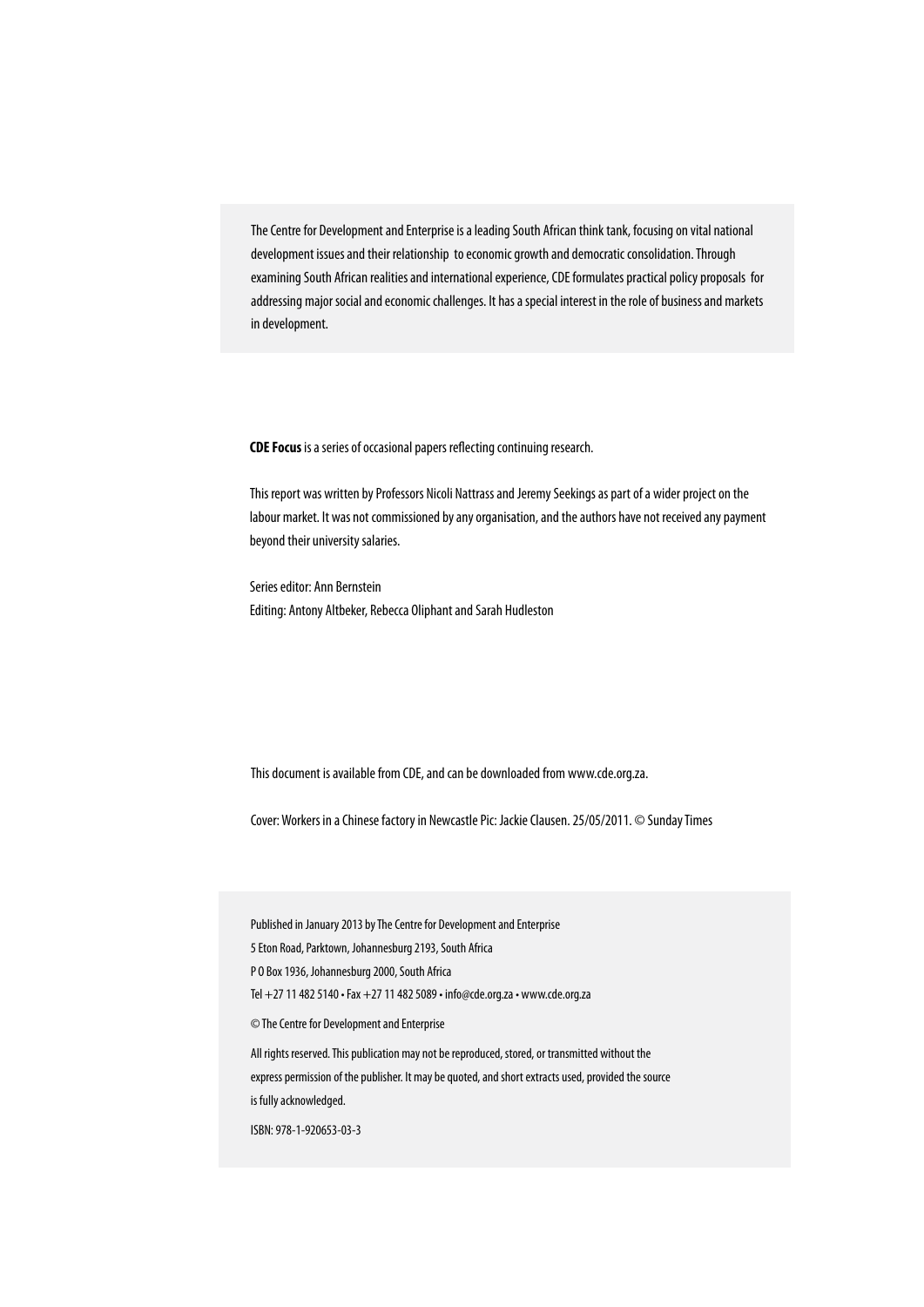The Centre for Development and Enterprise is a leading South African think tank, focusing on vital national development issues and their relationship to economic growth and democratic consolidation. Through examining South African realities and international experience, CDE formulates practical policy proposals for addressing major social and economic challenges. It has a special interest in the role of business and markets in development.

**CDE Focus** is a series of occasional papers reflecting continuing research.

This report was written by Professors Nicoli Nattrass and Jeremy Seekings as part of a wider project on the labour market. It was not commissioned by any organisation, and the authors have not received any payment beyond their university salaries.

Series editor: Ann Bernstein
Editing: Antony Altbeker, Rebecca Oliphant and Sarah Hudleston

This document is available from CDE, and can be downloaded from www.cde.org.za.

Cover: Workers in a Chinese factory in Newcastle Pic: Jackie Clausen. 25/05/2011. © Sunday Times

Published in January 2013 by The Centre for Development and Enterprise
5 Eton Road, Parktown, Johannesburg 2193, South Africa
P O Box 1936, Johannesburg 2000, South Africa
Tel +27 11 482 5140 • Fax +27 11 482 5089 • info@cde.org.za • www.cde.org.za

© The Centre for Development and Enterprise

All rights reserved. This publication may not be reproduced, stored, or transmitted without the express permission of the publisher. It may be quoted, and short extracts used, provided the source is fully acknowledged.

ISBN: 978-1-920653-03-3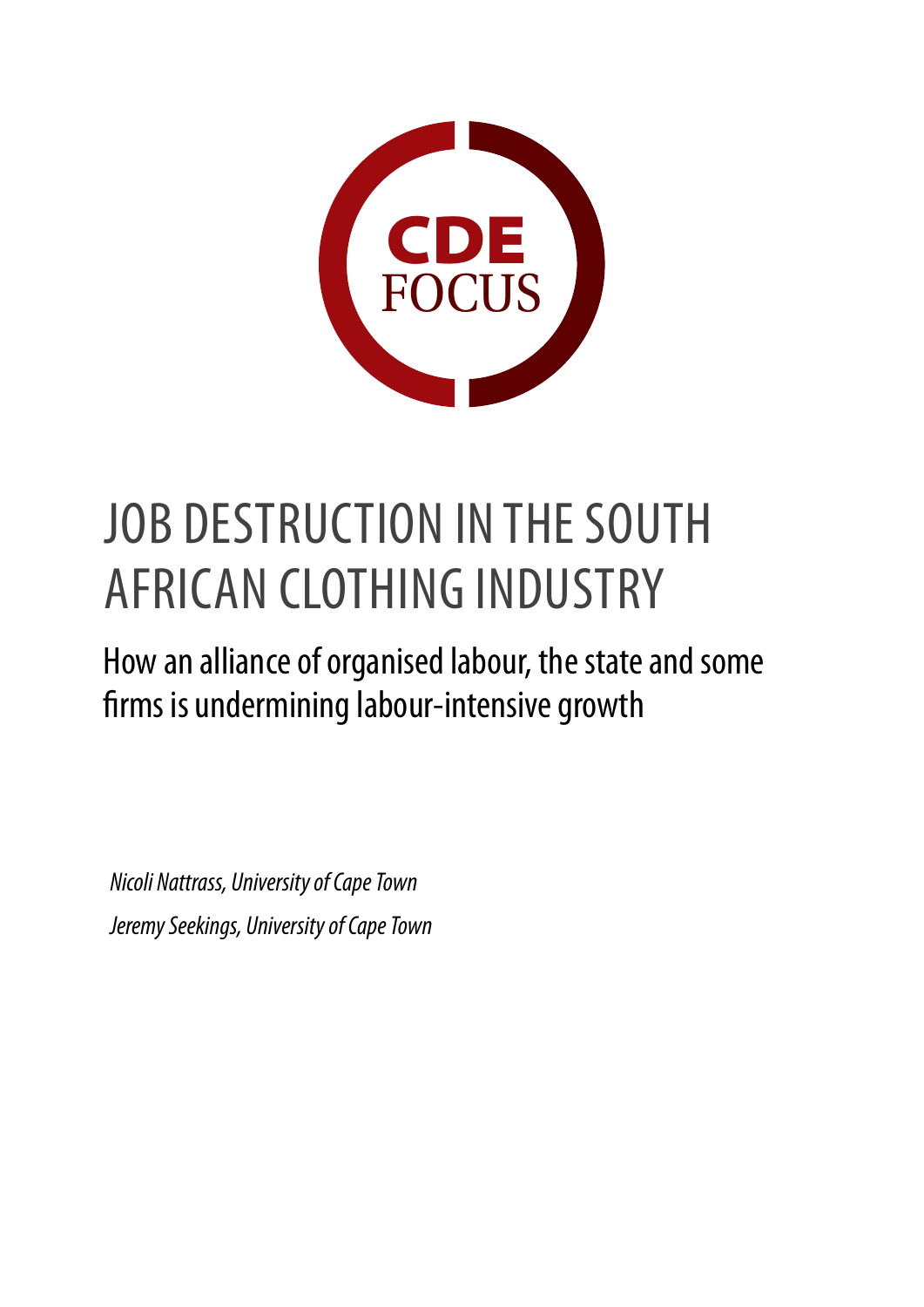CDE FOCUS

# JOB DESTRUCTION IN THE SOUTH AFRICAN CLOTHING INDUSTRY

## How an alliance of organised labour, the state and some firms is undermining labour-intensive growth

*Nicoli Nattrass, University of Cape Town*

*Jeremy Seekings, University of Cape Town*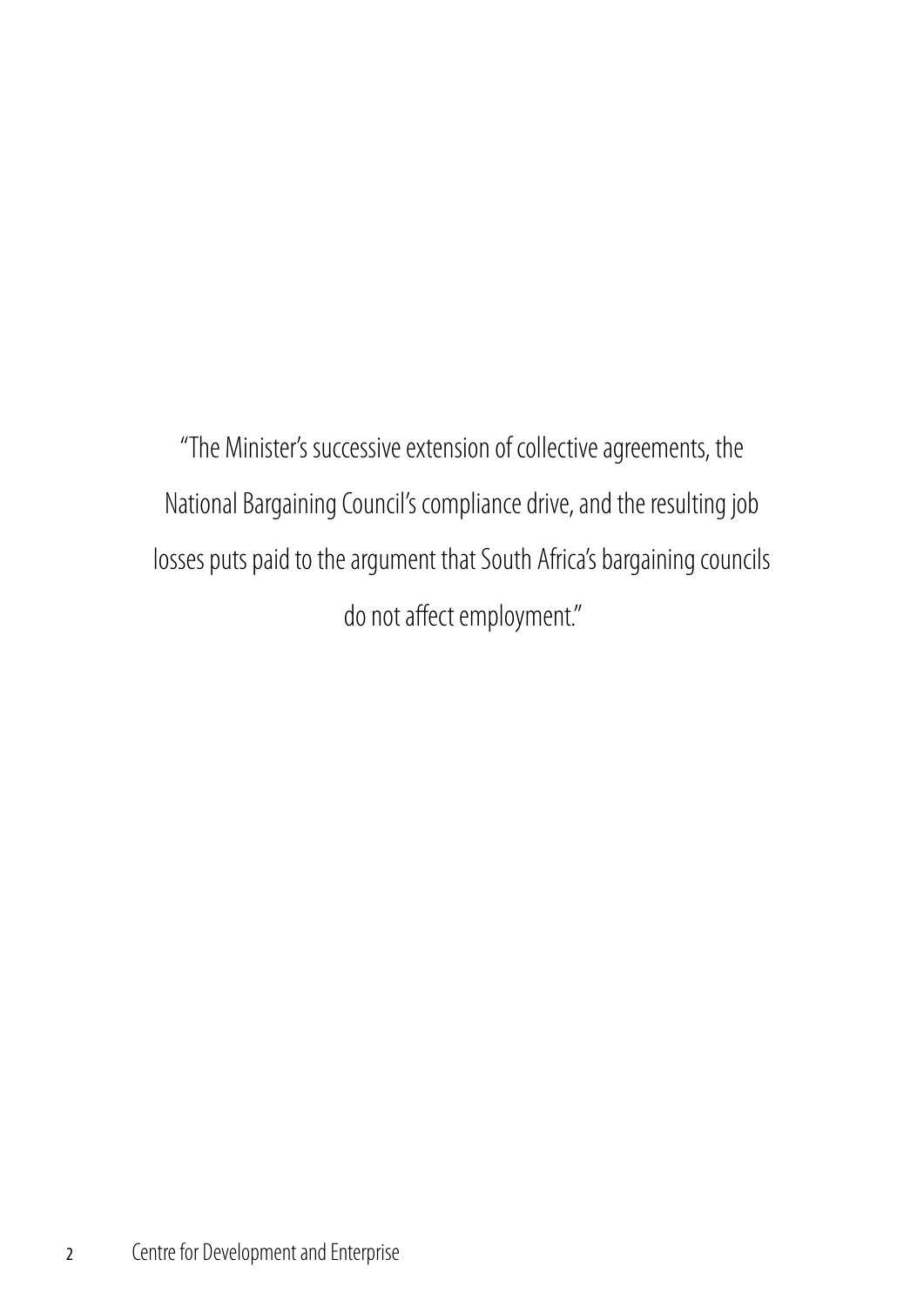"The Minister's successive extension of collective agreements, the National Bargaining Council's compliance drive, and the resulting job losses puts paid to the argument that South Africa's bargaining councils do not affect employment."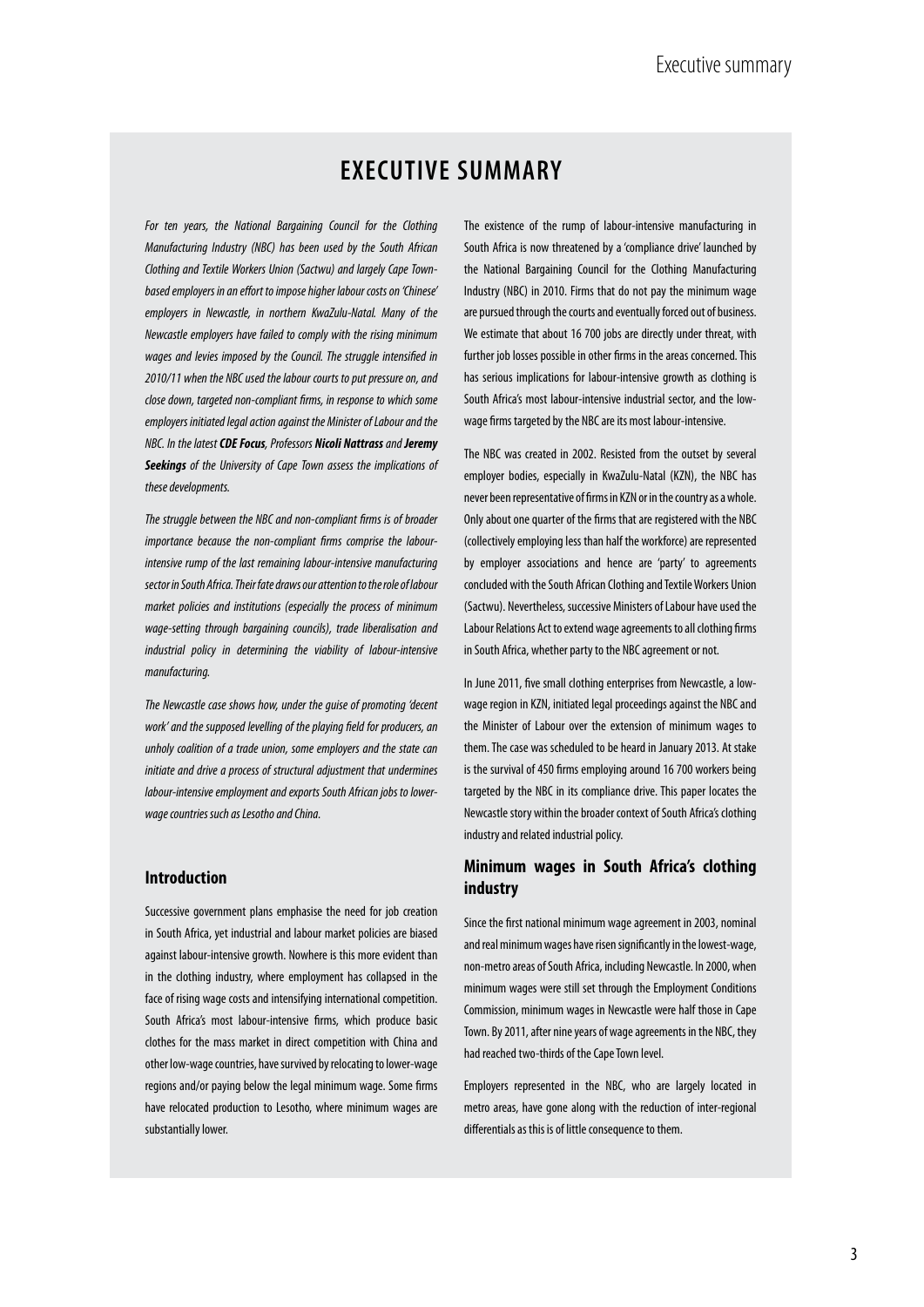# EXECUTIVE SUMMARY

*For ten years, the National Bargaining Council for the Clothing Manufacturing Industry (NBC) has been used by the South African Clothing and Textile Workers Union (Sactwu) and largely Cape Town-based employers in an effort to impose higher labour costs on 'Chinese' employers in Newcastle, in northern KwaZulu-Natal. Many of the Newcastle employers have failed to comply with the rising minimum wages and levies imposed by the Council. The struggle intensified in 2010/11 when the NBC used the labour courts to put pressure on, and close down, targeted non-compliant firms, in response to which some employers initiated legal action against the Minister of Labour and the NBC. In the latest **CDE Focus**, Professors **Nicoli Nattrass** and **Jeremy Seekings** of the University of Cape Town assess the implications of these developments.*

*The struggle between the NBC and non-compliant firms is of broader importance because the non-compliant firms comprise the labour-intensive rump of the last remaining labour-intensive manufacturing sector in South Africa. Their fate draws our attention to the role of labour market policies and institutions (especially the process of minimum wage-setting through bargaining councils), trade liberalisation and industrial policy in determining the viability of labour-intensive manufacturing.*

*The Newcastle case shows how, under the guise of promoting 'decent work' and the supposed levelling of the playing field for producers, an unholy coalition of a trade union, some employers and the state can initiate and drive a process of structural adjustment that undermines labour-intensive employment and exports South African jobs to lower-wage countries such as Lesotho and China.*

## Introduction

Successive government plans emphasise the need for job creation in South Africa, yet industrial and labour market policies are biased against labour-intensive growth. Nowhere is this more evident than in the clothing industry, where employment has collapsed in the face of rising wage costs and intensifying international competition. South Africa's most labour-intensive firms, which produce basic clothes for the mass market in direct competition with China and other low-wage countries, have survived by relocating to lower-wage regions and/or paying below the legal minimum wage. Some firms have relocated production to Lesotho, where minimum wages are substantially lower.

The existence of the rump of labour-intensive manufacturing in South Africa is now threatened by a 'compliance drive' launched by the National Bargaining Council for the Clothing Manufacturing Industry (NBC) in 2010. Firms that do not pay the minimum wage are pursued through the courts and eventually forced out of business. We estimate that about 16 700 jobs are directly under threat, with further job losses possible in other firms in the areas concerned. This has serious implications for labour-intensive growth as clothing is South Africa's most labour-intensive industrial sector, and the low-wage firms targeted by the NBC are its most labour-intensive.

The NBC was created in 2002. Resisted from the outset by several employer bodies, especially in KwaZulu-Natal (KZN), the NBC has never been representative of firms in KZN or in the country as a whole. Only about one quarter of the firms that are registered with the NBC (collectively employing less than half the workforce) are represented by employer associations and hence are 'party' to agreements concluded with the South African Clothing and Textile Workers Union (Sactwu). Nevertheless, successive Ministers of Labour have used the Labour Relations Act to extend wage agreements to all clothing firms in South Africa, whether party to the NBC agreement or not.

In June 2011, five small clothing enterprises from Newcastle, a low-wage region in KZN, initiated legal proceedings against the NBC and the Minister of Labour over the extension of minimum wages to them. The case was scheduled to be heard in January 2013. At stake is the survival of 450 firms employing around 16 700 workers being targeted by the NBC in its compliance drive. This paper locates the Newcastle story within the broader context of South Africa's clothing industry and related industrial policy.

## Minimum wages in South Africa's clothing industry

Since the first national minimum wage agreement in 2003, nominal and real minimum wages have risen significantly in the lowest-wage, non-metro areas of South Africa, including Newcastle. In 2000, when minimum wages were still set through the Employment Conditions Commission, minimum wages in Newcastle were half those in Cape Town. By 2011, after nine years of wage agreements in the NBC, they had reached two-thirds of the Cape Town level.

Employers represented in the NBC, who are largely located in metro areas, have gone along with the reduction of inter-regional differentials as this is of little consequence to them.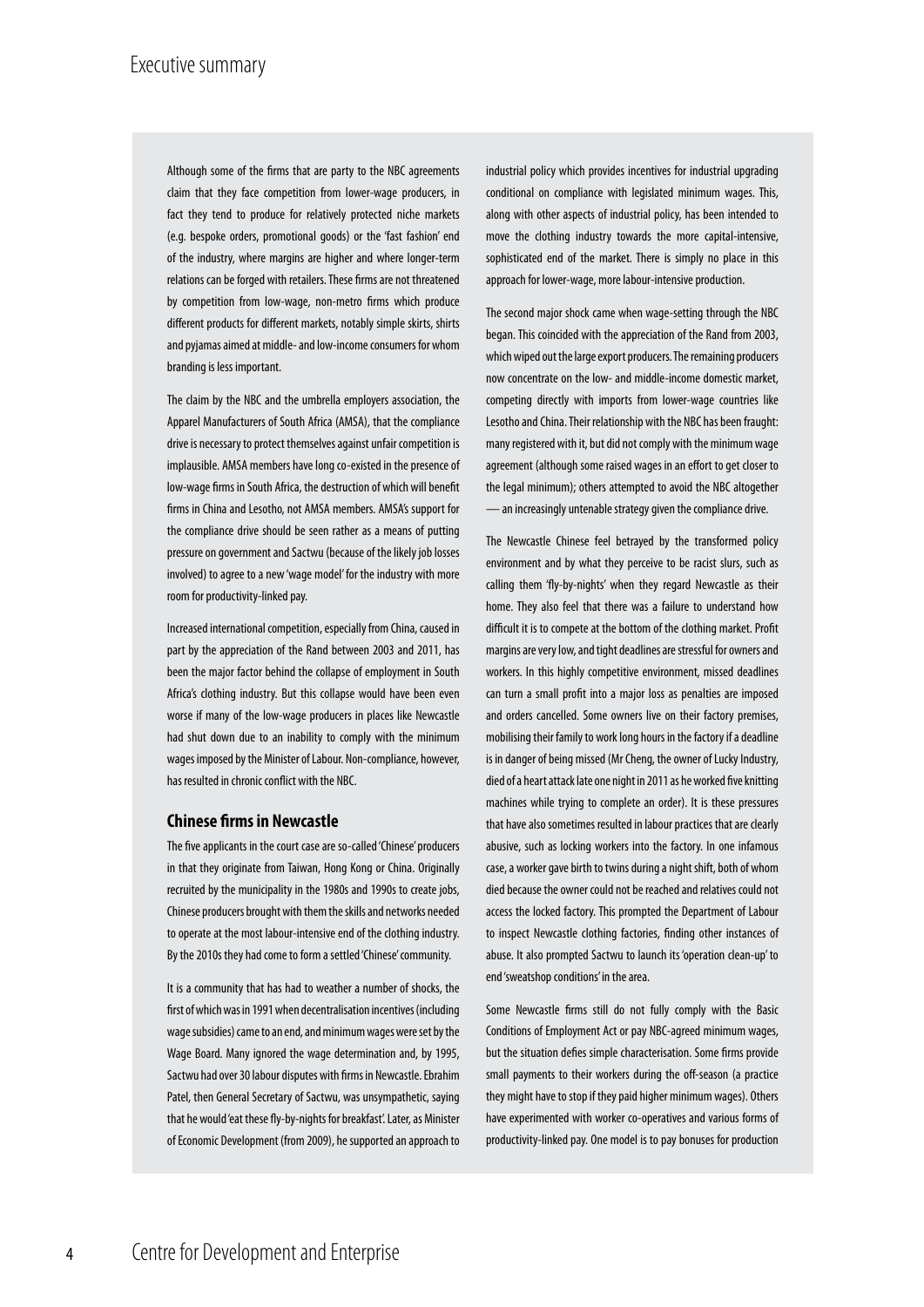Although some of the firms that are party to the NBC agreements claim that they face competition from lower-wage producers, in fact they tend to produce for relatively protected niche markets (e.g. bespoke orders, promotional goods) or the 'fast fashion' end of the industry, where margins are higher and where longer-term relations can be forged with retailers. These firms are not threatened by competition from low-wage, non-metro firms which produce different products for different markets, notably simple skirts, shirts and pyjamas aimed at middle- and low-income consumers for whom branding is less important.

The claim by the NBC and the umbrella employers association, the Apparel Manufacturers of South Africa (AMSA), that the compliance drive is necessary to protect themselves against unfair competition is implausible. AMSA members have long co-existed in the presence of low-wage firms in South Africa, the destruction of which will benefit firms in China and Lesotho, not AMSA members. AMSA's support for the compliance drive should be seen rather as a means of putting pressure on government and Sactwu (because of the likely job losses involved) to agree to a new 'wage model' for the industry with more room for productivity-linked pay.

Increased international competition, especially from China, caused in part by the appreciation of the Rand between 2003 and 2011, has been the major factor behind the collapse of employment in South Africa's clothing industry. But this collapse would have been even worse if many of the low-wage producers in places like Newcastle had shut down due to an inability to comply with the minimum wages imposed by the Minister of Labour. Non-compliance, however, has resulted in chronic conflict with the NBC.

## Chinese firms in Newcastle

The five applicants in the court case are so-called 'Chinese' producers in that they originate from Taiwan, Hong Kong or China. Originally recruited by the municipality in the 1980s and 1990s to create jobs, Chinese producers brought with them the skills and networks needed to operate at the most labour-intensive end of the clothing industry. By the 2010s they had come to form a settled 'Chinese' community.

It is a community that has had to weather a number of shocks, the first of which was in 1991 when decentralisation incentives (including wage subsidies) came to an end, and minimum wages were set by the Wage Board. Many ignored the wage determination and, by 1995, Sactwu had over 30 labour disputes with firms in Newcastle. Ebrahim Patel, then General Secretary of Sactwu, was unsympathetic, saying that he would 'eat these fly-by-nights for breakfast'. Later, as Minister of Economic Development (from 2009), he supported an approach to industrial policy which provides incentives for industrial upgrading conditional on compliance with legislated minimum wages. This, along with other aspects of industrial policy, has been intended to move the clothing industry towards the more capital-intensive, sophisticated end of the market. There is simply no place in this approach for lower-wage, more labour-intensive production.

The second major shock came when wage-setting through the NBC began. This coincided with the appreciation of the Rand from 2003, which wiped out the large export producers. The remaining producers now concentrate on the low- and middle-income domestic market, competing directly with imports from lower-wage countries like Lesotho and China. Their relationship with the NBC has been fraught: many registered with it, but did not comply with the minimum wage agreement (although some raised wages in an effort to get closer to the legal minimum); others attempted to avoid the NBC altogether — an increasingly untenable strategy given the compliance drive.

The Newcastle Chinese feel betrayed by the transformed policy environment and by what they perceive to be racist slurs, such as calling them 'fly-by-nights' when they regard Newcastle as their home. They also feel that there was a failure to understand how difficult it is to compete at the bottom of the clothing market. Profit margins are very low, and tight deadlines are stressful for owners and workers. In this highly competitive environment, missed deadlines can turn a small profit into a major loss as penalties are imposed and orders cancelled. Some owners live on their factory premises, mobilising their family to work long hours in the factory if a deadline is in danger of being missed (Mr Cheng, the owner of Lucky Industry, died of a heart attack late one night in 2011 as he worked five knitting machines while trying to complete an order). It is these pressures that have also sometimes resulted in labour practices that are clearly abusive, such as locking workers into the factory. In one infamous case, a worker gave birth to twins during a night shift, both of whom died because the owner could not be reached and relatives could not access the locked factory. This prompted the Department of Labour to inspect Newcastle clothing factories, finding other instances of abuse. It also prompted Sactwu to launch its 'operation clean-up' to end 'sweatshop conditions' in the area.

Some Newcastle firms still do not fully comply with the Basic Conditions of Employment Act or pay NBC-agreed minimum wages, but the situation defies simple characterisation. Some firms provide small payments to their workers during the off-season (a practice they might have to stop if they paid higher minimum wages). Others have experimented with worker co-operatives and various forms of productivity-linked pay. One model is to pay bonuses for production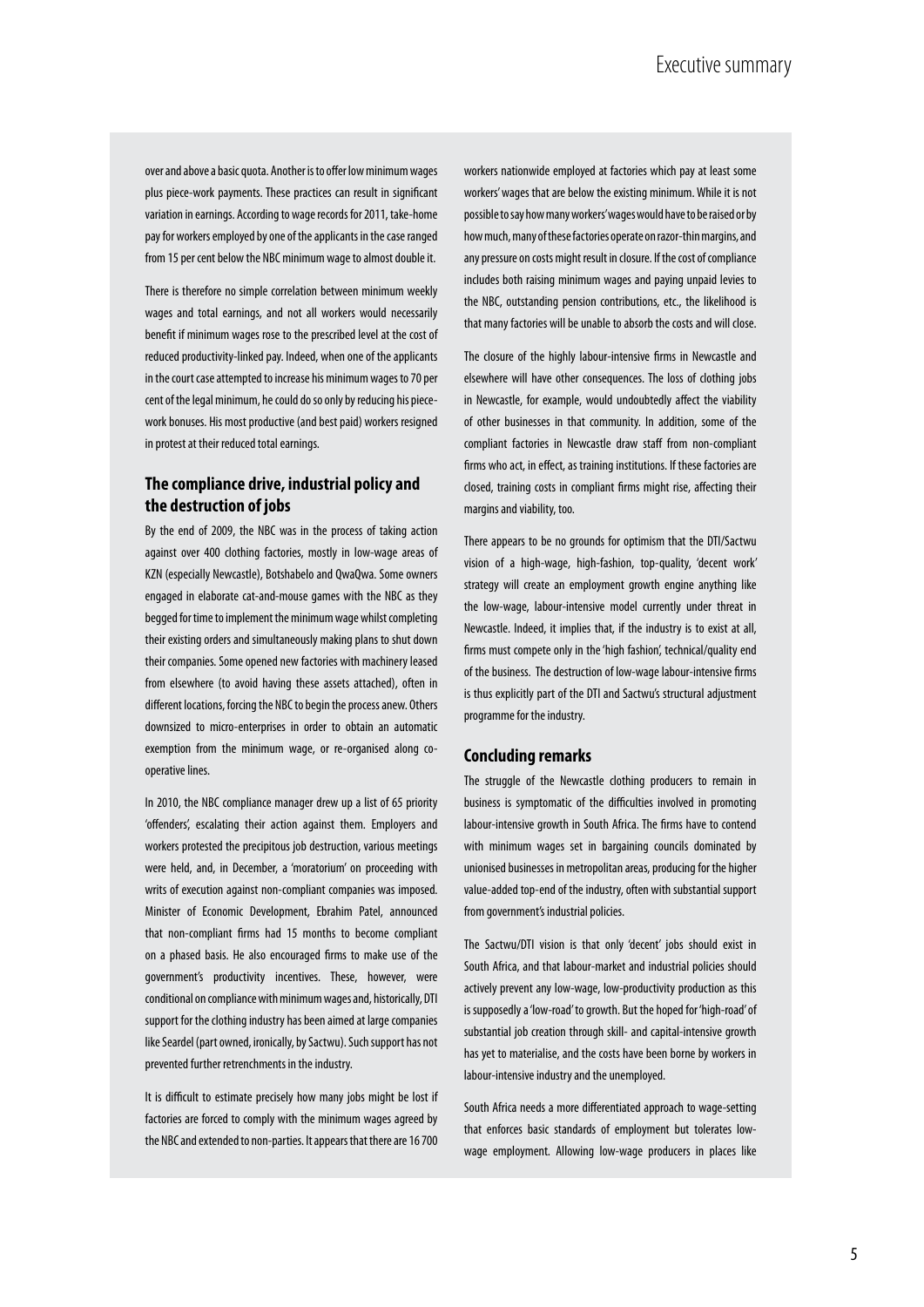over and above a basic quota. Another is to offer low minimum wages plus piece-work payments. These practices can result in significant variation in earnings. According to wage records for 2011, take-home pay for workers employed by one of the applicants in the case ranged from 15 per cent below the NBC minimum wage to almost double it.

There is therefore no simple correlation between minimum weekly wages and total earnings, and not all workers would necessarily benefit if minimum wages rose to the prescribed level at the cost of reduced productivity-linked pay. Indeed, when one of the applicants in the court case attempted to increase his minimum wages to 70 per cent of the legal minimum, he could do so only by reducing his piece-work bonuses. His most productive (and best paid) workers resigned in protest at their reduced total earnings.

## The compliance drive, industrial policy and the destruction of jobs

By the end of 2009, the NBC was in the process of taking action against over 400 clothing factories, mostly in low-wage areas of KZN (especially Newcastle), Botshabelo and QwaQwa. Some owners engaged in elaborate cat-and-mouse games with the NBC as they begged for time to implement the minimum wage whilst completing their existing orders and simultaneously making plans to shut down their companies. Some opened new factories with machinery leased from elsewhere (to avoid having these assets attached), often in different locations, forcing the NBC to begin the process anew. Others downsized to micro-enterprises in order to obtain an automatic exemption from the minimum wage, or re-organised along co-operative lines.

In 2010, the NBC compliance manager drew up a list of 65 priority 'offenders', escalating their action against them. Employers and workers protested the precipitous job destruction, various meetings were held, and, in December, a 'moratorium' on proceeding with writs of execution against non-compliant companies was imposed. Minister of Economic Development, Ebrahim Patel, announced that non-compliant firms had 15 months to become compliant on a phased basis. He also encouraged firms to make use of the government's productivity incentives. These, however, were conditional on compliance with minimum wages and, historically, DTI support for the clothing industry has been aimed at large companies like Seardel (part owned, ironically, by Sactwu). Such support has not prevented further retrenchments in the industry.

It is difficult to estimate precisely how many jobs might be lost if factories are forced to comply with the minimum wages agreed by the NBC and extended to non-parties. It appears that there are 16 700 workers nationwide employed at factories which pay at least some workers' wages that are below the existing minimum. While it is not possible to say how many workers' wages would have to be raised or by how much, many of these factories operate on razor-thin margins, and any pressure on costs might result in closure. If the cost of compliance includes both raising minimum wages and paying unpaid levies to the NBC, outstanding pension contributions, etc., the likelihood is that many factories will be unable to absorb the costs and will close.

The closure of the highly labour-intensive firms in Newcastle and elsewhere will have other consequences. The loss of clothing jobs in Newcastle, for example, would undoubtedly affect the viability of other businesses in that community. In addition, some of the compliant factories in Newcastle draw staff from non-compliant firms who act, in effect, as training institutions. If these factories are closed, training costs in compliant firms might rise, affecting their margins and viability, too.

There appears to be no grounds for optimism that the DTI/Sactwu vision of a high-wage, high-fashion, top-quality, 'decent work' strategy will create an employment growth engine anything like the low-wage, labour-intensive model currently under threat in Newcastle. Indeed, it implies that, if the industry is to exist at all, firms must compete only in the 'high fashion', technical/quality end of the business. The destruction of low-wage labour-intensive firms is thus explicitly part of the DTI and Sactwu's structural adjustment programme for the industry.

## Concluding remarks

The struggle of the Newcastle clothing producers to remain in business is symptomatic of the difficulties involved in promoting labour-intensive growth in South Africa. The firms have to contend with minimum wages set in bargaining councils dominated by unionised businesses in metropolitan areas, producing for the higher value-added top-end of the industry, often with substantial support from government's industrial policies.

The Sactwu/DTI vision is that only 'decent' jobs should exist in South Africa, and that labour-market and industrial policies should actively prevent any low-wage, low-productivity production as this is supposedly a 'low-road' to growth. But the hoped for 'high-road' of substantial job creation through skill- and capital-intensive growth has yet to materialise, and the costs have been borne by workers in labour-intensive industry and the unemployed.

South Africa needs a more differentiated approach to wage-setting that enforces basic standards of employment but tolerates low-wage employment. Allowing low-wage producers in places like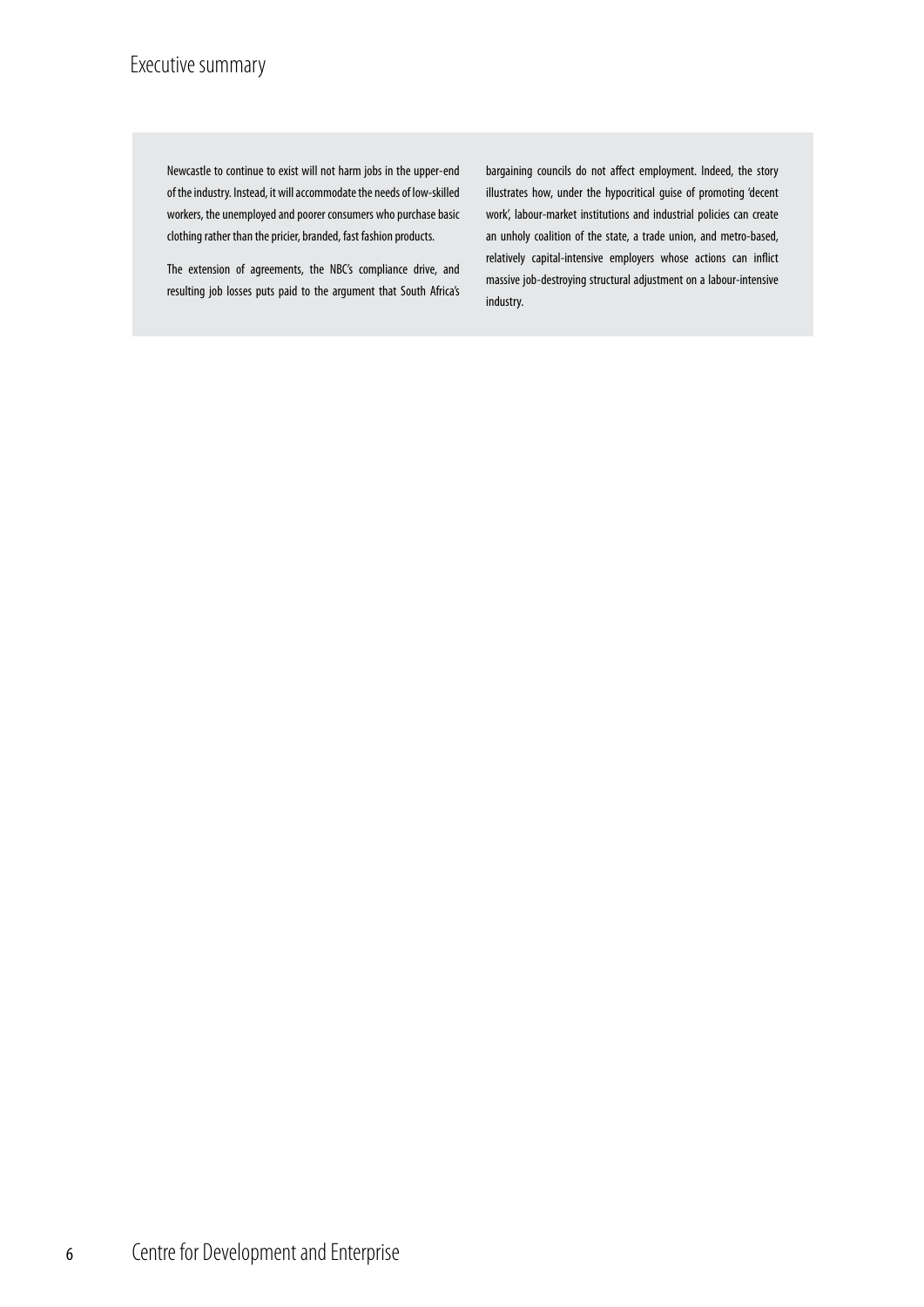Newcastle to continue to exist will not harm jobs in the upper-end of the industry. Instead, it will accommodate the needs of low-skilled workers, the unemployed and poorer consumers who purchase basic clothing rather than the pricier, branded, fast fashion products.

The extension of agreements, the NBC's compliance drive, and resulting job losses puts paid to the argument that South Africa's bargaining councils do not affect employment. Indeed, the story illustrates how, under the hypocritical guise of promoting 'decent work', labour-market institutions and industrial policies can create an unholy coalition of the state, a trade union, and metro-based, relatively capital-intensive employers whose actions can inflict massive job-destroying structural adjustment on a labour-intensive industry.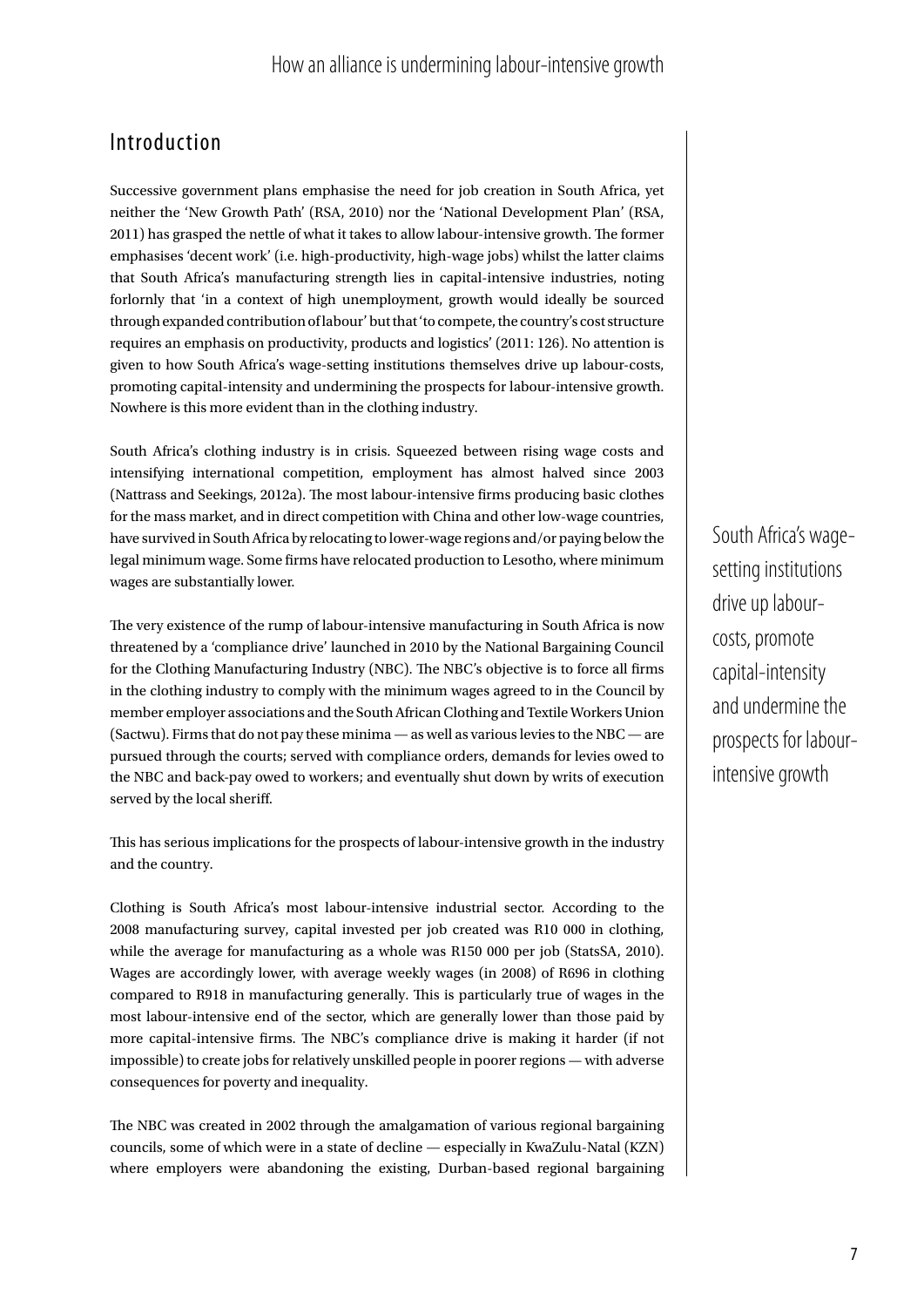## Introduction

Successive government plans emphasise the need for job creation in South Africa, yet neither the 'New Growth Path' (RSA, 2010) nor the 'National Development Plan' (RSA, 2011) has grasped the nettle of what it takes to allow labour-intensive growth. The former emphasises 'decent work' (i.e. high-productivity, high-wage jobs) whilst the latter claims that South Africa's manufacturing strength lies in capital-intensive industries, noting forlornly that 'in a context of high unemployment, growth would ideally be sourced through expanded contribution of labour' but that 'to compete, the country's cost structure requires an emphasis on productivity, products and logistics' (2011: 126). No attention is given to how South Africa's wage-setting institutions themselves drive up labour-costs, promoting capital-intensity and undermining the prospects for labour-intensive growth. Nowhere is this more evident than in the clothing industry.

South Africa's clothing industry is in crisis. Squeezed between rising wage costs and intensifying international competition, employment has almost halved since 2003 (Nattrass and Seekings, 2012a). The most labour-intensive firms producing basic clothes for the mass market, and in direct competition with China and other low-wage countries, have survived in South Africa by relocating to lower-wage regions and/or paying below the legal minimum wage. Some firms have relocated production to Lesotho, where minimum wages are substantially lower.

The very existence of the rump of labour-intensive manufacturing in South Africa is now threatened by a 'compliance drive' launched in 2010 by the National Bargaining Council for the Clothing Manufacturing Industry (NBC). The NBC's objective is to force all firms in the clothing industry to comply with the minimum wages agreed to in the Council by member employer associations and the South African Clothing and Textile Workers Union (Sactwu). Firms that do not pay these minima — as well as various levies to the NBC — are pursued through the courts; served with compliance orders, demands for levies owed to the NBC and back-pay owed to workers; and eventually shut down by writs of execution served by the local sheriff.

> South Africa's wage-setting institutions drive up labour-costs, promote capital-intensity and undermine the prospects for labour-intensive growth

This has serious implications for the prospects of labour-intensive growth in the industry and the country.

Clothing is South Africa's most labour-intensive industrial sector. According to the 2008 manufacturing survey, capital invested per job created was R10 000 in clothing, while the average for manufacturing as a whole was R150 000 per job (StatsSA, 2010). Wages are accordingly lower, with average weekly wages (in 2008) of R696 in clothing compared to R918 in manufacturing generally. This is particularly true of wages in the most labour-intensive end of the sector, which are generally lower than those paid by more capital-intensive firms. The NBC's compliance drive is making it harder (if not impossible) to create jobs for relatively unskilled people in poorer regions — with adverse consequences for poverty and inequality.

The NBC was created in 2002 through the amalgamation of various regional bargaining councils, some of which were in a state of decline — especially in KwaZulu-Natal (KZN) where employers were abandoning the existing, Durban-based regional bargaining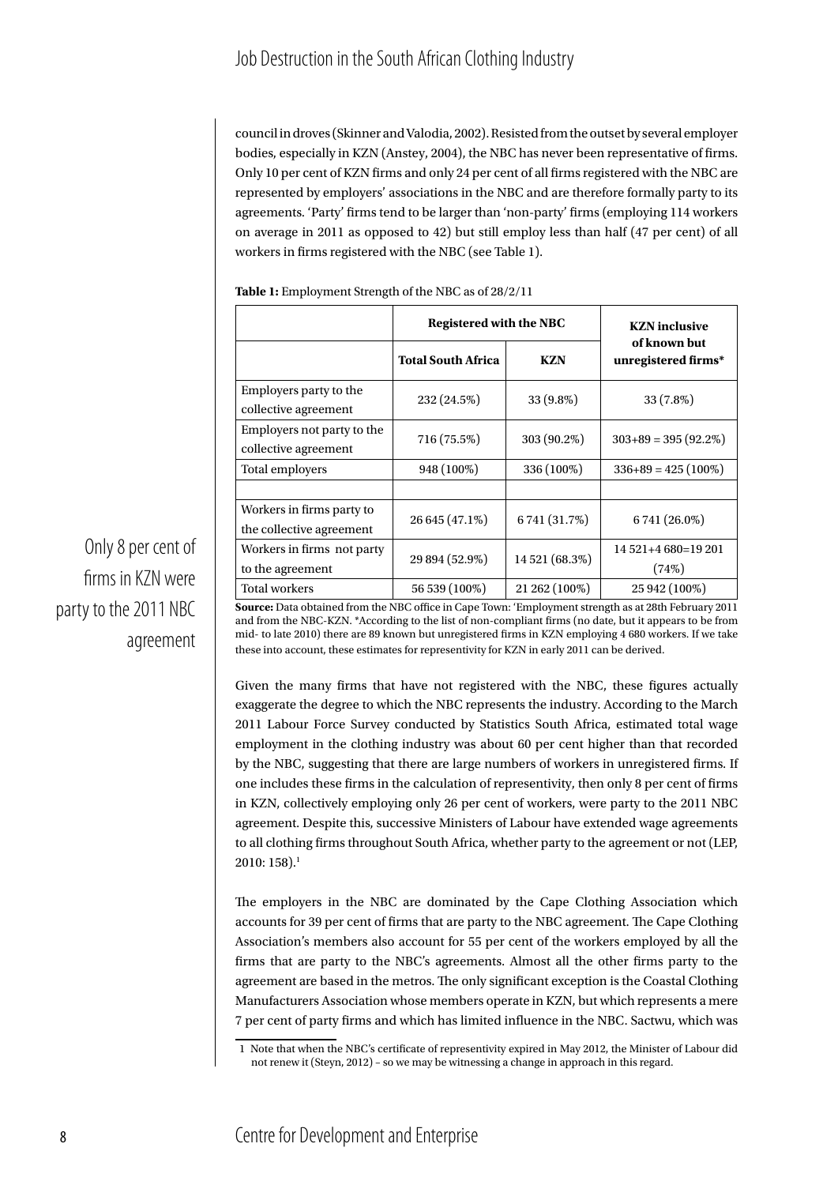council in droves (Skinner and Valodia, 2002). Resisted from the outset by several employer bodies, especially in KZN (Anstey, 2004), the NBC has never been representative of firms. Only 10 per cent of KZN firms and only 24 per cent of all firms registered with the NBC are represented by employers' associations in the NBC and are therefore formally party to its agreements. 'Party' firms tend to be larger than 'non-party' firms (employing 114 workers on average in 2011 as opposed to 42) but still employ less than half (47 per cent) of all workers in firms registered with the NBC (see Table 1).

Only 8 per cent of firms in KZN were party to the 2011 NBC agreement

**Table 1:** Employment Strength of the NBC as of 28/2/11

| | Registered with the NBC | | KZN inclusive of known but unregistered firms* |
|---|---|---|---|
| | **Total South Africa** | **KZN** | |
| Employers party to the collective agreement | 232 (24.5%) | 33 (9.8%) | 33 (7.8%) |
| Employers not party to the collective agreement | 716 (75.5%) | 303 (90.2%) | 303+89 = 395 (92.2%) |
| Total employers | 948 (100%) | 336 (100%) | 336+89 = 425 (100%) |
| | | | |
| Workers in firms party to the collective agreement | 26 645 (47.1%) | 6 741 (31.7%) | 6 741 (26.0%) |
| Workers in firms not party to the agreement | 29 894 (52.9%) | 14 521 (68.3%) | 14 521+4 680=19 201 (74%) |
| Total workers | 56 539 (100%) | 21 262 (100%) | 25 942 (100%) |

**Source:** Data obtained from the NBC office in Cape Town: 'Employment strength as at 28th February 2011 and from the NBC-KZN. *According to the list of non-compliant firms (no date, but it appears to be from mid- to late 2010) there are 89 known but unregistered firms in KZN employing 4 680 workers. If we take these into account, these estimates for representivity for KZN in early 2011 can be derived.

Given the many firms that have not registered with the NBC, these figures actually exaggerate the degree to which the NBC represents the industry. According to the March 2011 Labour Force Survey conducted by Statistics South Africa, estimated total wage employment in the clothing industry was about 60 per cent higher than that recorded by the NBC, suggesting that there are large numbers of workers in unregistered firms. If one includes these firms in the calculation of representivity, then only 8 per cent of firms in KZN, collectively employing only 26 per cent of workers, were party to the 2011 NBC agreement. Despite this, successive Ministers of Labour have extended wage agreements to all clothing firms throughout South Africa, whether party to the agreement or not (LEP, 2010: 158).[1]

The employers in the NBC are dominated by the Cape Clothing Association which accounts for 39 per cent of firms that are party to the NBC agreement. The Cape Clothing Association's members also account for 55 per cent of the workers employed by all the firms that are party to the NBC's agreements. Almost all the other firms party to the agreement are based in the metros. The only significant exception is the Coastal Clothing Manufacturers Association whose members operate in KZN, but which represents a mere 7 per cent of party firms and which has limited influence in the NBC. Sactwu, which was

1 Note that when the NBC's certificate of representivity expired in May 2012, the Minister of Labour did not renew it (Steyn, 2012) – so we may be witnessing a change in approach in this regard.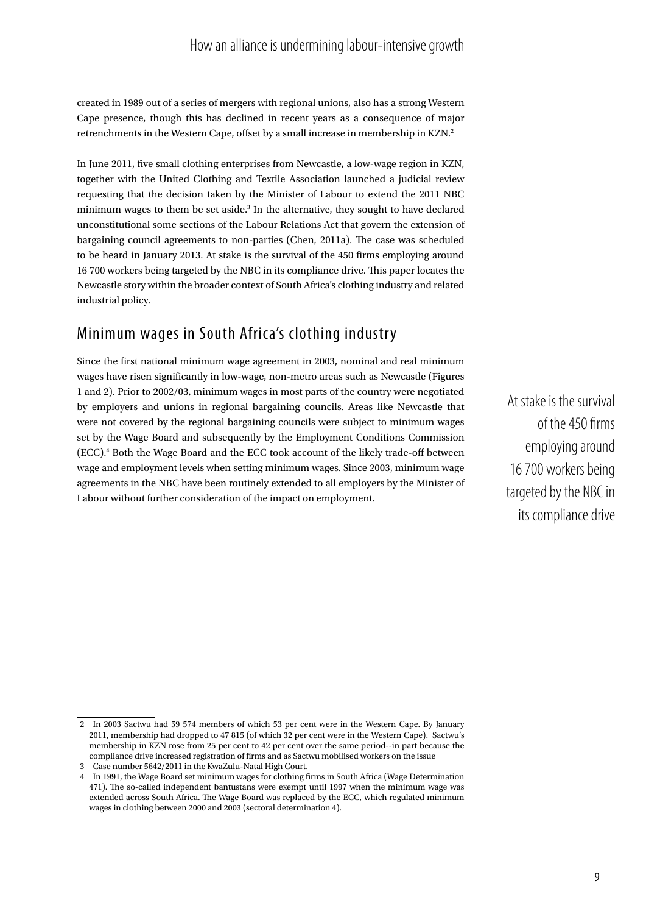created in 1989 out of a series of mergers with regional unions, also has a strong Western Cape presence, though this has declined in recent years as a consequence of major retrenchments in the Western Cape, offset by a small increase in membership in KZN.[2]

In June 2011, five small clothing enterprises from Newcastle, a low-wage region in KZN, together with the United Clothing and Textile Association launched a judicial review requesting that the decision taken by the Minister of Labour to extend the 2011 NBC minimum wages to them be set aside.[3] In the alternative, they sought to have declared unconstitutional some sections of the Labour Relations Act that govern the extension of bargaining council agreements to non-parties (Chen, 2011a). The case was scheduled to be heard in January 2013. At stake is the survival of the 450 firms employing around 16 700 workers being targeted by the NBC in its compliance drive. This paper locates the Newcastle story within the broader context of South Africa's clothing industry and related industrial policy.

## Minimum wages in South Africa's clothing industry

Since the first national minimum wage agreement in 2003, nominal and real minimum wages have risen significantly in low-wage, non-metro areas such as Newcastle (Figures 1 and 2). Prior to 2002/03, minimum wages in most parts of the country were negotiated by employers and unions in regional bargaining councils. Areas like Newcastle that were not covered by the regional bargaining councils were subject to minimum wages set by the Wage Board and subsequently by the Employment Conditions Commission (ECC).[4] Both the Wage Board and the ECC took account of the likely trade-off between wage and employment levels when setting minimum wages. Since 2003, minimum wage agreements in the NBC have been routinely extended to all employers by the Minister of Labour without further consideration of the impact on employment.

> At stake is the survival of the 450 firms employing around 16 700 workers being targeted by the NBC in its compliance drive

---

2 In 2003 Sactwu had 59 574 members of which 53 per cent were in the Western Cape. By January 2011, membership had dropped to 47 815 (of which 32 per cent were in the Western Cape). Sactwu's membership in KZN rose from 25 per cent to 42 per cent over the same period--in part because the compliance drive increased registration of firms and as Sactwu mobilised workers on the issue

3 Case number 5642/2011 in the KwaZulu-Natal High Court.

4 In 1991, the Wage Board set minimum wages for clothing firms in South Africa (Wage Determination 471). The so-called independent bantustans were exempt until 1997 when the minimum wage was extended across South Africa. The Wage Board was replaced by the ECC, which regulated minimum wages in clothing between 2000 and 2003 (sectoral determination 4).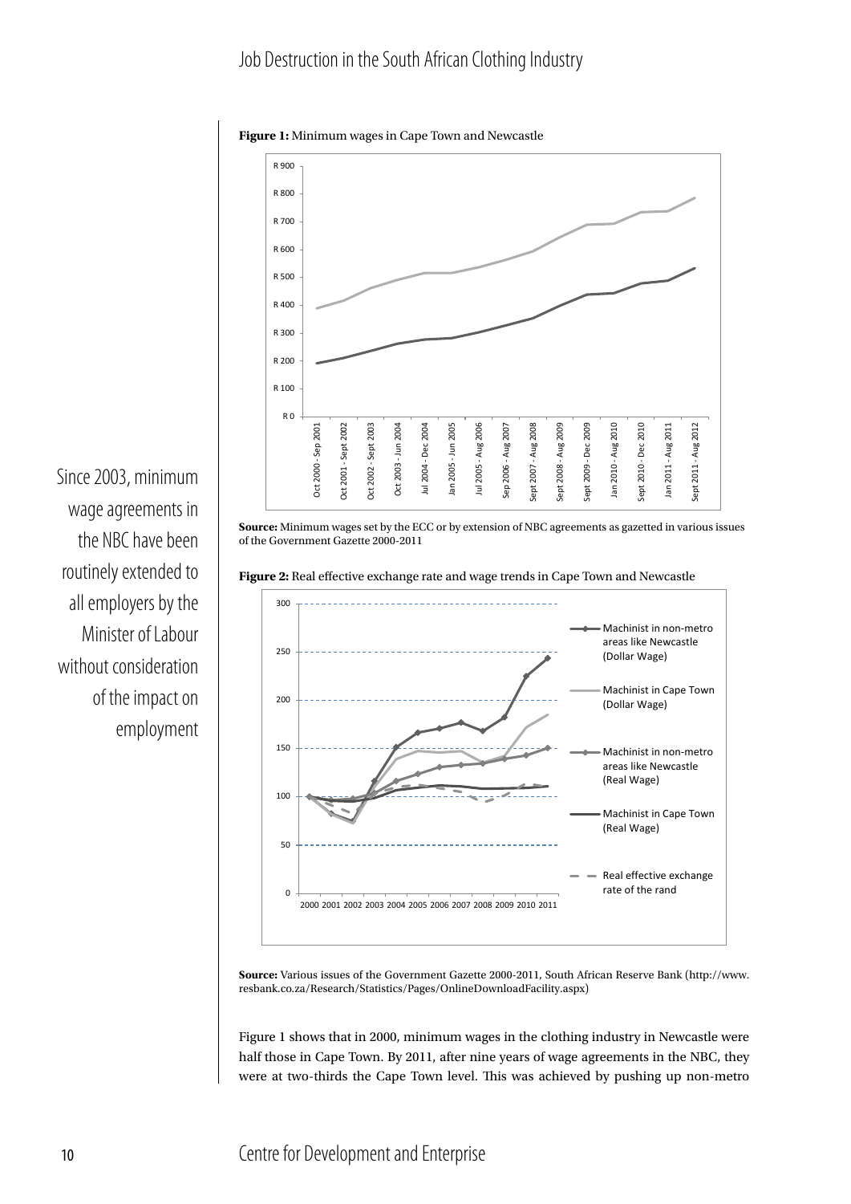**Figure 1:** Minimum wages in Cape Town and Newcastle

**Source:** Minimum wages set by the ECC or by extension of NBC agreements as gazetted in various issues of the Government Gazette 2000-2011

**Figure 2:** Real effective exchange rate and wage trends in Cape Town and Newcastle

**Source:** Various issues of the Government Gazette 2000-2011, South African Reserve Bank (http://www.resbank.co.za/Research/Statistics/Pages/OnlineDownloadFacility.aspx)

Since 2003, minimum wage agreements in the NBC have been routinely extended to all employers by the Minister of Labour without consideration of the impact on employment

Figure 1 shows that in 2000, minimum wages in the clothing industry in Newcastle were half those in Cape Town. By 2011, after nine years of wage agreements in the NBC, they were at two-thirds the Cape Town level. This was achieved by pushing up non-metro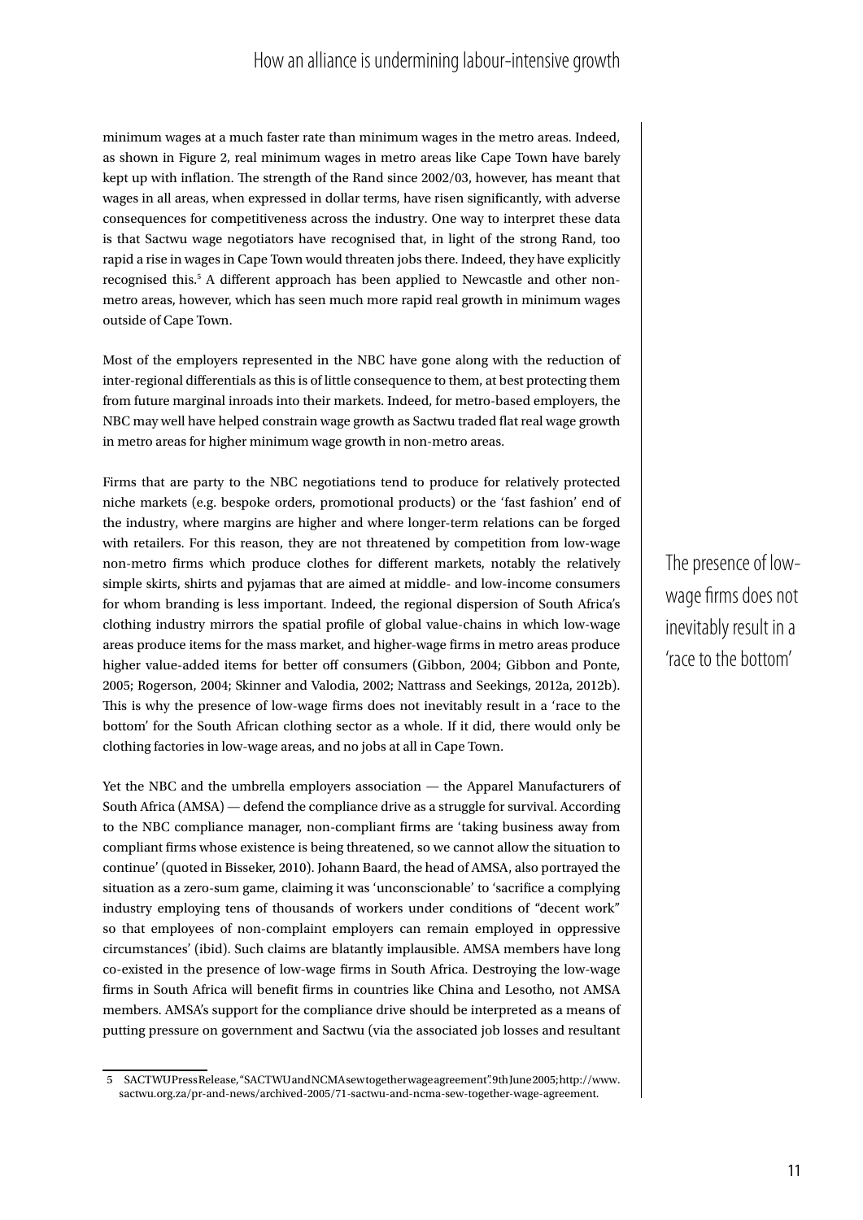minimum wages at a much faster rate than minimum wages in the metro areas. Indeed, as shown in Figure 2, real minimum wages in metro areas like Cape Town have barely kept up with inflation. The strength of the Rand since 2002/03, however, has meant that wages in all areas, when expressed in dollar terms, have risen significantly, with adverse consequences for competitiveness across the industry. One way to interpret these data is that Sactwu wage negotiators have recognised that, in light of the strong Rand, too rapid a rise in wages in Cape Town would threaten jobs there. Indeed, they have explicitly recognised this.[5] A different approach has been applied to Newcastle and other non-metro areas, however, which has seen much more rapid real growth in minimum wages outside of Cape Town.

Most of the employers represented in the NBC have gone along with the reduction of inter-regional differentials as this is of little consequence to them, at best protecting them from future marginal inroads into their markets. Indeed, for metro-based employers, the NBC may well have helped constrain wage growth as Sactwu traded flat real wage growth in metro areas for higher minimum wage growth in non-metro areas.

Firms that are party to the NBC negotiations tend to produce for relatively protected niche markets (e.g. bespoke orders, promotional products) or the 'fast fashion' end of the industry, where margins are higher and where longer-term relations can be forged with retailers. For this reason, they are not threatened by competition from low-wage non-metro firms which produce clothes for different markets, notably the relatively simple skirts, shirts and pyjamas that are aimed at middle- and low-income consumers for whom branding is less important. Indeed, the regional dispersion of South Africa's clothing industry mirrors the spatial profile of global value-chains in which low-wage areas produce items for the mass market, and higher-wage firms in metro areas produce higher value-added items for better off consumers (Gibbon, 2004; Gibbon and Ponte, 2005; Rogerson, 2004; Skinner and Valodia, 2002; Nattrass and Seekings, 2012a, 2012b). This is why the presence of low-wage firms does not inevitably result in a 'race to the bottom' for the South African clothing sector as a whole. If it did, there would only be clothing factories in low-wage areas, and no jobs at all in Cape Town.

> The presence of low-wage firms does not inevitably result in a 'race to the bottom'

Yet the NBC and the umbrella employers association — the Apparel Manufacturers of South Africa (AMSA) — defend the compliance drive as a struggle for survival. According to the NBC compliance manager, non-compliant firms are 'taking business away from compliant firms whose existence is being threatened, so we cannot allow the situation to continue' (quoted in Bisseker, 2010). Johann Baard, the head of AMSA, also portrayed the situation as a zero-sum game, claiming it was 'unconscionable' to 'sacrifice a complying industry employing tens of thousands of workers under conditions of "decent work" so that employees of non-complaint employers can remain employed in oppressive circumstances' (ibid). Such claims are blatantly implausible. AMSA members have long co-existed in the presence of low-wage firms in South Africa. Destroying the low-wage firms in South Africa will benefit firms in countries like China and Lesotho, not AMSA members. AMSA's support for the compliance drive should be interpreted as a means of putting pressure on government and Sactwu (via the associated job losses and resultant

---

5 SACTWU Press Release, "SACTWU and NCMA sew together wage agreement". 9th June 2005; http://www.sactwu.org.za/pr-and-news/archived-2005/71-sactwu-and-ncma-sew-together-wage-agreement.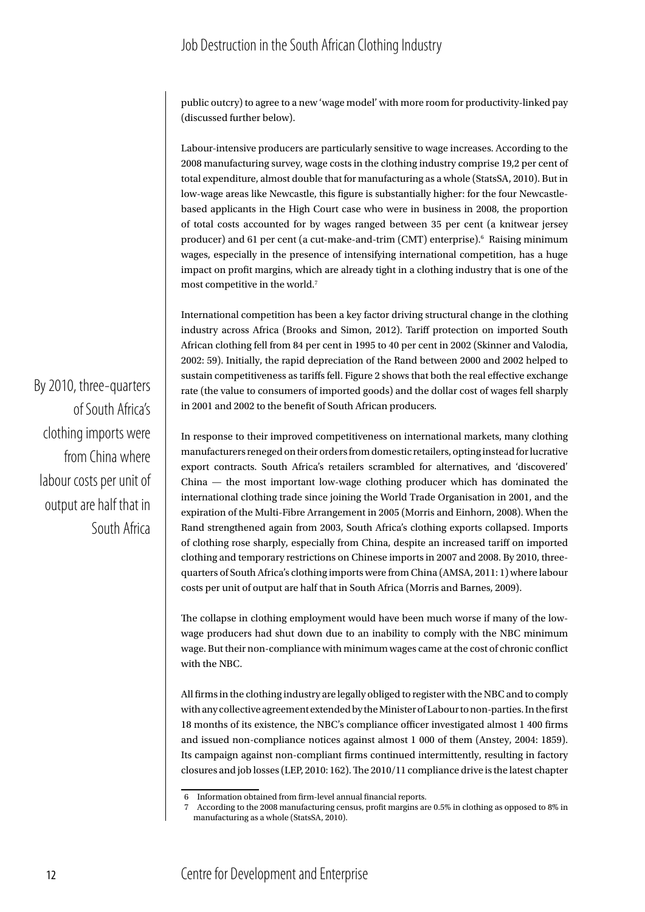public outcry) to agree to a new 'wage model' with more room for productivity-linked pay (discussed further below).

Labour-intensive producers are particularly sensitive to wage increases. According to the 2008 manufacturing survey, wage costs in the clothing industry comprise 19,2 per cent of total expenditure, almost double that for manufacturing as a whole (StatsSA, 2010). But in low-wage areas like Newcastle, this figure is substantially higher: for the four Newcastle-based applicants in the High Court case who were in business in 2008, the proportion of total costs accounted for by wages ranged between 35 per cent (a knitwear jersey producer) and 61 per cent (a cut-make-and-trim (CMT) enterprise).[6] Raising minimum wages, especially in the presence of intensifying international competition, has a huge impact on profit margins, which are already tight in a clothing industry that is one of the most competitive in the world.[7]

International competition has been a key factor driving structural change in the clothing industry across Africa (Brooks and Simon, 2012). Tariff protection on imported South African clothing fell from 84 per cent in 1995 to 40 per cent in 2002 (Skinner and Valodia, 2002: 59). Initially, the rapid depreciation of the Rand between 2000 and 2002 helped to sustain competitiveness as tariffs fell. Figure 2 shows that both the real effective exchange rate (the value to consumers of imported goods) and the dollar cost of wages fell sharply in 2001 and 2002 to the benefit of South African producers.

> By 2010, three-quarters of South Africa's clothing imports were from China where labour costs per unit of output are half that in South Africa

In response to their improved competitiveness on international markets, many clothing manufacturers reneged on their orders from domestic retailers, opting instead for lucrative export contracts. South Africa's retailers scrambled for alternatives, and 'discovered' China — the most important low-wage clothing producer which has dominated the international clothing trade since joining the World Trade Organisation in 2001, and the expiration of the Multi-Fibre Arrangement in 2005 (Morris and Einhorn, 2008). When the Rand strengthened again from 2003, South Africa's clothing exports collapsed. Imports of clothing rose sharply, especially from China, despite an increased tariff on imported clothing and temporary restrictions on Chinese imports in 2007 and 2008. By 2010, three-quarters of South Africa's clothing imports were from China (AMSA, 2011: 1) where labour costs per unit of output are half that in South Africa (Morris and Barnes, 2009).

The collapse in clothing employment would have been much worse if many of the low-wage producers had shut down due to an inability to comply with the NBC minimum wage. But their non-compliance with minimum wages came at the cost of chronic conflict with the NBC.

All firms in the clothing industry are legally obliged to register with the NBC and to comply with any collective agreement extended by the Minister of Labour to non-parties. In the first 18 months of its existence, the NBC's compliance officer investigated almost 1 400 firms and issued non-compliance notices against almost 1 000 of them (Anstey, 2004: 1859). Its campaign against non-compliant firms continued intermittently, resulting in factory closures and job losses (LEP, 2010: 162). The 2010/11 compliance drive is the latest chapter

---

6 Information obtained from firm-level annual financial reports.

7 According to the 2008 manufacturing census, profit margins are 0.5% in clothing as opposed to 8% in manufacturing as a whole (StatsSA, 2010).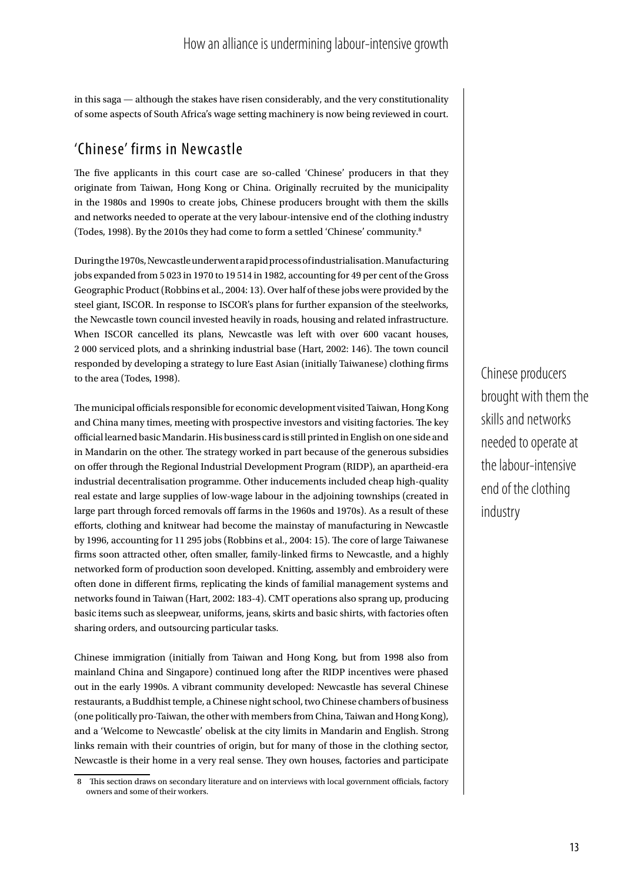in this saga — although the stakes have risen considerably, and the very constitutionality of some aspects of South Africa's wage setting machinery is now being reviewed in court.

## 'Chinese' firms in Newcastle

The five applicants in this court case are so-called 'Chinese' producers in that they originate from Taiwan, Hong Kong or China. Originally recruited by the municipality in the 1980s and 1990s to create jobs, Chinese producers brought with them the skills and networks needed to operate at the very labour-intensive end of the clothing industry (Todes, 1998). By the 2010s they had come to form a settled 'Chinese' community.[8]

During the 1970s, Newcastle underwent a rapid process of industrialisation. Manufacturing jobs expanded from 5 023 in 1970 to 19 514 in 1982, accounting for 49 per cent of the Gross Geographic Product (Robbins et al., 2004: 13). Over half of these jobs were provided by the steel giant, ISCOR. In response to ISCOR's plans for further expansion of the steelworks, the Newcastle town council invested heavily in roads, housing and related infrastructure. When ISCOR cancelled its plans, Newcastle was left with over 600 vacant houses, 2 000 serviced plots, and a shrinking industrial base (Hart, 2002: 146). The town council responded by developing a strategy to lure East Asian (initially Taiwanese) clothing firms to the area (Todes, 1998).

The municipal officials responsible for economic development visited Taiwan, Hong Kong and China many times, meeting with prospective investors and visiting factories. The key official learned basic Mandarin. His business card is still printed in English on one side and in Mandarin on the other. The strategy worked in part because of the generous subsidies on offer through the Regional Industrial Development Program (RIDP), an apartheid-era industrial decentralisation programme. Other inducements included cheap high-quality real estate and large supplies of low-wage labour in the adjoining townships (created in large part through forced removals off farms in the 1960s and 1970s). As a result of these efforts, clothing and knitwear had become the mainstay of manufacturing in Newcastle by 1996, accounting for 11 295 jobs (Robbins et al., 2004: 15). The core of large Taiwanese firms soon attracted other, often smaller, family-linked firms to Newcastle, and a highly networked form of production soon developed. Knitting, assembly and embroidery were often done in different firms, replicating the kinds of familial management systems and networks found in Taiwan (Hart, 2002: 183-4). CMT operations also sprang up, producing basic items such as sleepwear, uniforms, jeans, skirts and basic shirts, with factories often sharing orders, and outsourcing particular tasks.

Chinese immigration (initially from Taiwan and Hong Kong, but from 1998 also from mainland China and Singapore) continued long after the RIDP incentives were phased out in the early 1990s. A vibrant community developed: Newcastle has several Chinese restaurants, a Buddhist temple, a Chinese night school, two Chinese chambers of business (one politically pro-Taiwan, the other with members from China, Taiwan and Hong Kong), and a 'Welcome to Newcastle' obelisk at the city limits in Mandarin and English. Strong links remain with their countries of origin, but for many of those in the clothing sector, Newcastle is their home in a very real sense. They own houses, factories and participate

> Chinese producers brought with them the skills and networks needed to operate at the labour-intensive end of the clothing industry

[8] This section draws on secondary literature and on interviews with local government officials, factory owners and some of their workers.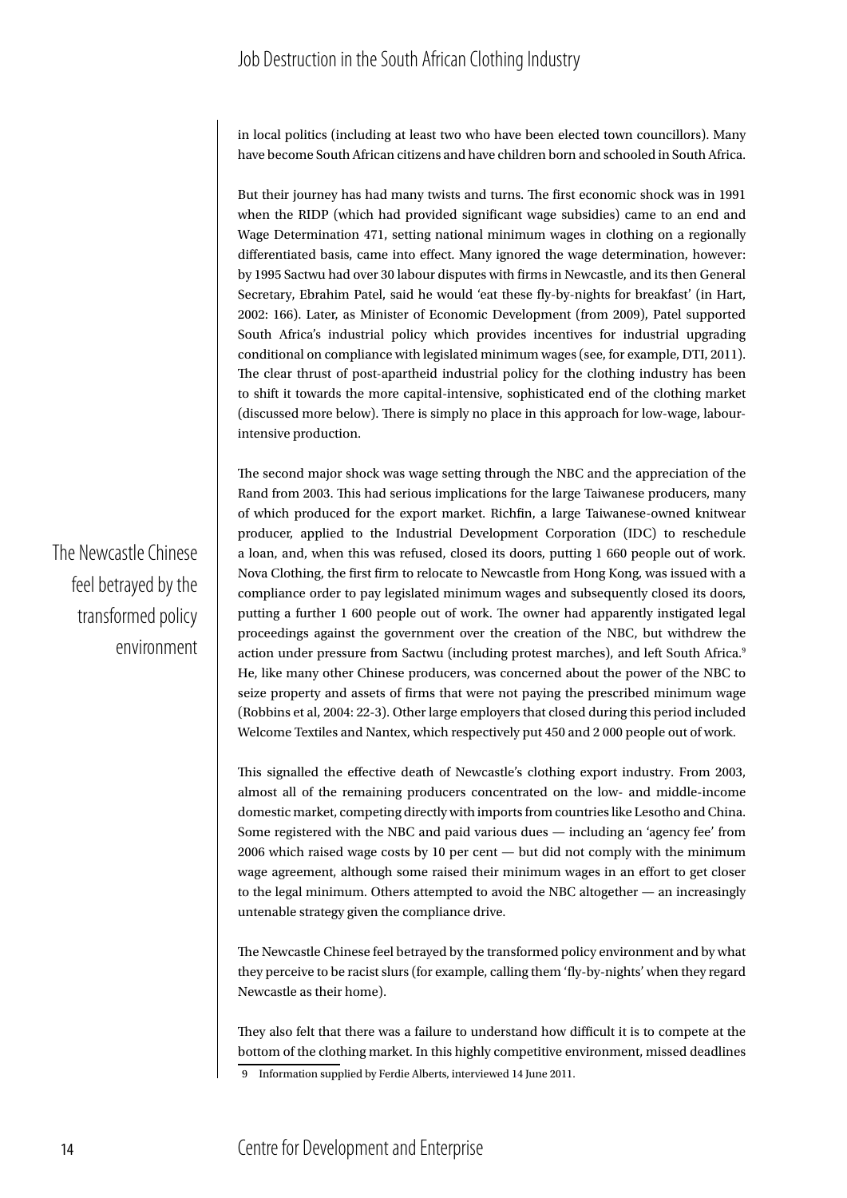in local politics (including at least two who have been elected town councillors). Many have become South African citizens and have children born and schooled in South Africa.

But their journey has had many twists and turns. The first economic shock was in 1991 when the RIDP (which had provided significant wage subsidies) came to an end and Wage Determination 471, setting national minimum wages in clothing on a regionally differentiated basis, came into effect. Many ignored the wage determination, however: by 1995 Sactwu had over 30 labour disputes with firms in Newcastle, and its then General Secretary, Ebrahim Patel, said he would 'eat these fly-by-nights for breakfast' (in Hart, 2002: 166). Later, as Minister of Economic Development (from 2009), Patel supported South Africa's industrial policy which provides incentives for industrial upgrading conditional on compliance with legislated minimum wages (see, for example, DTI, 2011). The clear thrust of post-apartheid industrial policy for the clothing industry has been to shift it towards the more capital-intensive, sophisticated end of the clothing market (discussed more below). There is simply no place in this approach for low-wage, labour-intensive production.

The second major shock was wage setting through the NBC and the appreciation of the Rand from 2003. This had serious implications for the large Taiwanese producers, many of which produced for the export market. Richfin, a large Taiwanese-owned knitwear producer, applied to the Industrial Development Corporation (IDC) to reschedule a loan, and, when this was refused, closed its doors, putting 1 660 people out of work. Nova Clothing, the first firm to relocate to Newcastle from Hong Kong, was issued with a compliance order to pay legislated minimum wages and subsequently closed its doors, putting a further 1 600 people out of work. The owner had apparently instigated legal proceedings against the government over the creation of the NBC, but withdrew the action under pressure from Sactwu (including protest marches), and left South Africa.[9] He, like many other Chinese producers, was concerned about the power of the NBC to seize property and assets of firms that were not paying the prescribed minimum wage (Robbins et al, 2004: 22-3). Other large employers that closed during this period included Welcome Textiles and Nantex, which respectively put 450 and 2 000 people out of work.

> The Newcastle Chinese feel betrayed by the transformed policy environment

This signalled the effective death of Newcastle's clothing export industry. From 2003, almost all of the remaining producers concentrated on the low- and middle-income domestic market, competing directly with imports from countries like Lesotho and China. Some registered with the NBC and paid various dues — including an 'agency fee' from 2006 which raised wage costs by 10 per cent — but did not comply with the minimum wage agreement, although some raised their minimum wages in an effort to get closer to the legal minimum. Others attempted to avoid the NBC altogether — an increasingly untenable strategy given the compliance drive.

The Newcastle Chinese feel betrayed by the transformed policy environment and by what they perceive to be racist slurs (for example, calling them 'fly-by-nights' when they regard Newcastle as their home).

They also felt that there was a failure to understand how difficult it is to compete at the bottom of the clothing market. In this highly competitive environment, missed deadlines

9 Information supplied by Ferdie Alberts, interviewed 14 June 2011.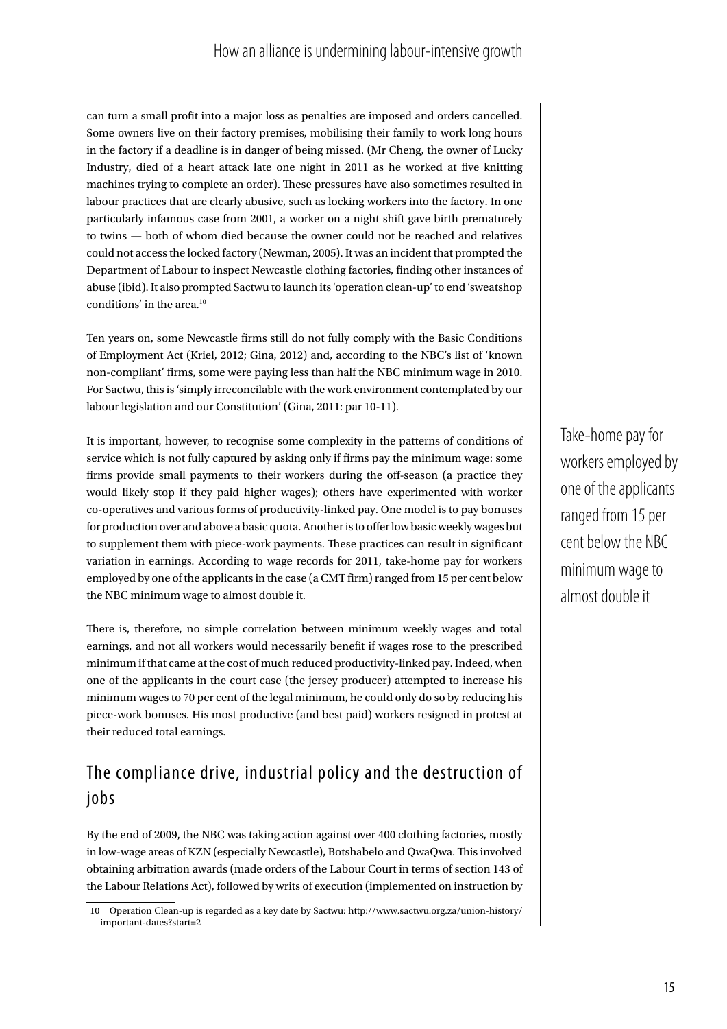can turn a small profit into a major loss as penalties are imposed and orders cancelled. Some owners live on their factory premises, mobilising their family to work long hours in the factory if a deadline is in danger of being missed. (Mr Cheng, the owner of Lucky Industry, died of a heart attack late one night in 2011 as he worked at five knitting machines trying to complete an order). These pressures have also sometimes resulted in labour practices that are clearly abusive, such as locking workers into the factory. In one particularly infamous case from 2001, a worker on a night shift gave birth prematurely to twins — both of whom died because the owner could not be reached and relatives could not access the locked factory (Newman, 2005). It was an incident that prompted the Department of Labour to inspect Newcastle clothing factories, finding other instances of abuse (ibid). It also prompted Sactwu to launch its 'operation clean-up' to end 'sweatshop conditions' in the area.[10]

Ten years on, some Newcastle firms still do not fully comply with the Basic Conditions of Employment Act (Kriel, 2012; Gina, 2012) and, according to the NBC's list of 'known non-compliant' firms, some were paying less than half the NBC minimum wage in 2010. For Sactwu, this is 'simply irreconcilable with the work environment contemplated by our labour legislation and our Constitution' (Gina, 2011: par 10-11).

It is important, however, to recognise some complexity in the patterns of conditions of service which is not fully captured by asking only if firms pay the minimum wage: some firms provide small payments to their workers during the off-season (a practice they would likely stop if they paid higher wages); others have experimented with worker co-operatives and various forms of productivity-linked pay. One model is to pay bonuses for production over and above a basic quota. Another is to offer low basic weekly wages but to supplement them with piece-work payments. These practices can result in significant variation in earnings. According to wage records for 2011, take-home pay for workers employed by one of the applicants in the case (a CMT firm) ranged from 15 per cent below the NBC minimum wage to almost double it.

> Take-home pay for workers employed by one of the applicants ranged from 15 per cent below the NBC minimum wage to almost double it

There is, therefore, no simple correlation between minimum weekly wages and total earnings, and not all workers would necessarily benefit if wages rose to the prescribed minimum if that came at the cost of much reduced productivity-linked pay. Indeed, when one of the applicants in the court case (the jersey producer) attempted to increase his minimum wages to 70 per cent of the legal minimum, he could only do so by reducing his piece-work bonuses. His most productive (and best paid) workers resigned in protest at their reduced total earnings.

## The compliance drive, industrial policy and the destruction of jobs

By the end of 2009, the NBC was taking action against over 400 clothing factories, mostly in low-wage areas of KZN (especially Newcastle), Botshabelo and QwaQwa. This involved obtaining arbitration awards (made orders of the Labour Court in terms of section 143 of the Labour Relations Act), followed by writs of execution (implemented on instruction by

---

10 Operation Clean-up is regarded as a key date by Sactwu: http://www.sactwu.org.za/union-history/important-dates?start=2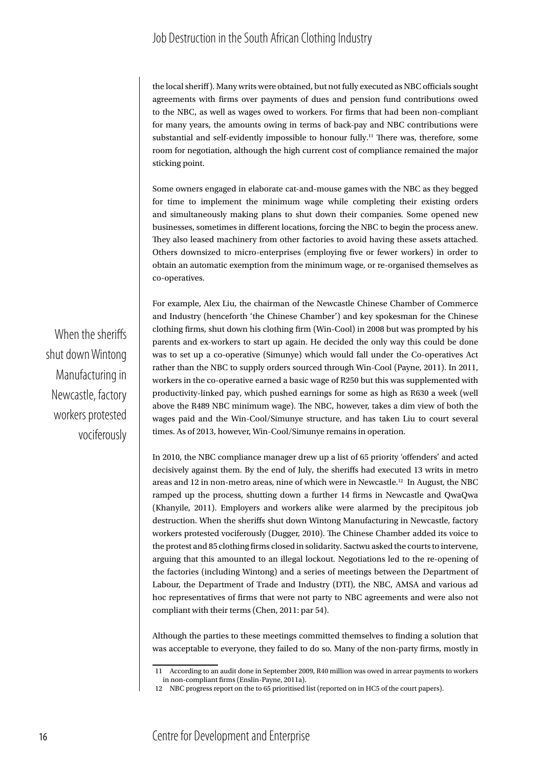the local sheriff). Many writs were obtained, but not fully executed as NBC officials sought agreements with firms over payments of dues and pension fund contributions owed to the NBC, as well as wages owed to workers. For firms that had been non-compliant for many years, the amounts owing in terms of back-pay and NBC contributions were substantial and self-evidently impossible to honour fully.[11] There was, therefore, some room for negotiation, although the high current cost of compliance remained the major sticking point.

Some owners engaged in elaborate cat-and-mouse games with the NBC as they begged for time to implement the minimum wage while completing their existing orders and simultaneously making plans to shut down their companies. Some opened new businesses, sometimes in different locations, forcing the NBC to begin the process anew. They also leased machinery from other factories to avoid having these assets attached. Others downsized to micro-enterprises (employing five or fewer workers) in order to obtain an automatic exemption from the minimum wage, or re-organised themselves as co-operatives.

For example, Alex Liu, the chairman of the Newcastle Chinese Chamber of Commerce and Industry (henceforth 'the Chinese Chamber') and key spokesman for the Chinese clothing firms, shut down his clothing firm (Win-Cool) in 2008 but was prompted by his parents and ex-workers to start up again. He decided the only way this could be done was to set up a co-operative (Simunye) which would fall under the Co-operatives Act rather than the NBC to supply orders sourced through Win-Cool (Payne, 2011). In 2011, workers in the co-operative earned a basic wage of R250 but this was supplemented with productivity-linked pay, which pushed earnings for some as high as R630 a week (well above the R489 NBC minimum wage). The NBC, however, takes a dim view of both the wages paid and the Win-Cool/Simunye structure, and has taken Liu to court several times. As of 2013, however, Win-Cool/Simunye remains in operation.

> When the sheriffs shut down Wintong Manufacturing in Newcastle, factory workers protested vociferously

In 2010, the NBC compliance manager drew up a list of 65 priority 'offenders' and acted decisively against them. By the end of July, the sheriffs had executed 13 writs in metro areas and 12 in non-metro areas, nine of which were in Newcastle.[12] In August, the NBC ramped up the process, shutting down a further 14 firms in Newcastle and QwaQwa (Khanyile, 2011). Employers and workers alike were alarmed by the precipitous job destruction. When the sheriffs shut down Wintong Manufacturing in Newcastle, factory workers protested vociferously (Dugger, 2010). The Chinese Chamber added its voice to the protest and 85 clothing firms closed in solidarity. Sactwu asked the courts to intervene, arguing that this amounted to an illegal lockout. Negotiations led to the re-opening of the factories (including Wintong) and a series of meetings between the Department of Labour, the Department of Trade and Industry (DTI), the NBC, AMSA and various ad hoc representatives of firms that were not party to NBC agreements and were also not compliant with their terms (Chen, 2011: par 54).

Although the parties to these meetings committed themselves to finding a solution that was acceptable to everyone, they failed to do so. Many of the non-party firms, mostly in

---

[11] According to an audit done in September 2009, R40 million was owed in arrear payments to workers in non-compliant firms (Enslin-Payne, 2011a).

[12] NBC progress report on the to 65 prioritised list (reported on in HC5 of the court papers).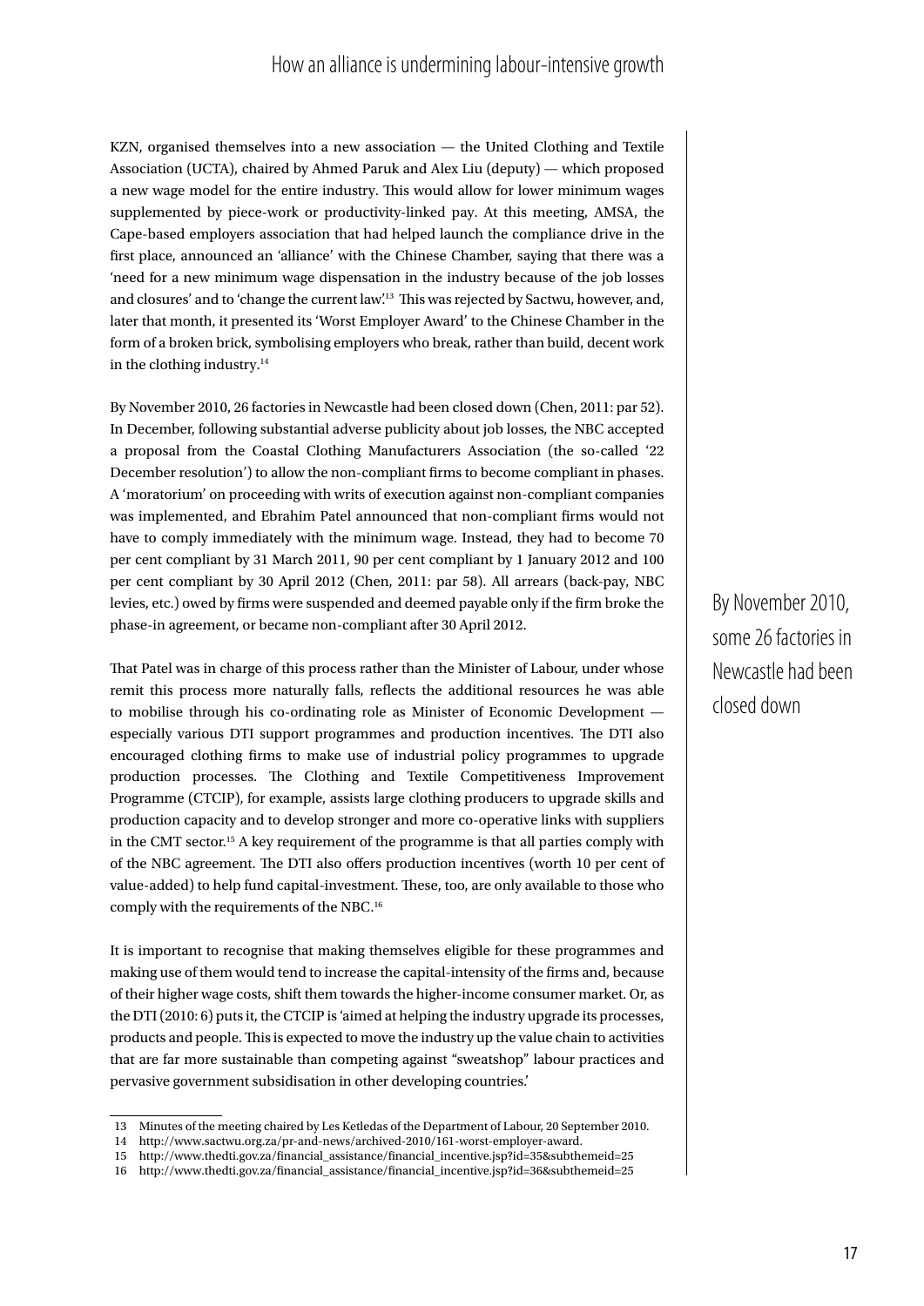KZN, organised themselves into a new association — the United Clothing and Textile Association (UCTA), chaired by Ahmed Paruk and Alex Liu (deputy) — which proposed a new wage model for the entire industry. This would allow for lower minimum wages supplemented by piece-work or productivity-linked pay. At this meeting, AMSA, the Cape-based employers association that had helped launch the compliance drive in the first place, announced an 'alliance' with the Chinese Chamber, saying that there was a 'need for a new minimum wage dispensation in the industry because of the job losses and closures' and to 'change the current law'.[13] This was rejected by Sactwu, however, and, later that month, it presented its 'Worst Employer Award' to the Chinese Chamber in the form of a broken brick, symbolising employers who break, rather than build, decent work in the clothing industry.[14]

By November 2010, 26 factories in Newcastle had been closed down (Chen, 2011: par 52). In December, following substantial adverse publicity about job losses, the NBC accepted a proposal from the Coastal Clothing Manufacturers Association (the so-called '22 December resolution') to allow the non-compliant firms to become compliant in phases. A 'moratorium' on proceeding with writs of execution against non-compliant companies was implemented, and Ebrahim Patel announced that non-compliant firms would not have to comply immediately with the minimum wage. Instead, they had to become 70 per cent compliant by 31 March 2011, 90 per cent compliant by 1 January 2012 and 100 per cent compliant by 30 April 2012 (Chen, 2011: par 58). All arrears (back-pay, NBC levies, etc.) owed by firms were suspended and deemed payable only if the firm broke the phase-in agreement, or became non-compliant after 30 April 2012.

> By November 2010, some 26 factories in Newcastle had been closed down

That Patel was in charge of this process rather than the Minister of Labour, under whose remit this process more naturally falls, reflects the additional resources he was able to mobilise through his co-ordinating role as Minister of Economic Development — especially various DTI support programmes and production incentives. The DTI also encouraged clothing firms to make use of industrial policy programmes to upgrade production processes. The Clothing and Textile Competitiveness Improvement Programme (CTCIP), for example, assists large clothing producers to upgrade skills and production capacity and to develop stronger and more co-operative links with suppliers in the CMT sector.[15] A key requirement of the programme is that all parties comply with of the NBC agreement. The DTI also offers production incentives (worth 10 per cent of value-added) to help fund capital-investment. These, too, are only available to those who comply with the requirements of the NBC.[16]

It is important to recognise that making themselves eligible for these programmes and making use of them would tend to increase the capital-intensity of the firms and, because of their higher wage costs, shift them towards the higher-income consumer market. Or, as the DTI (2010: 6) puts it, the CTCIP is 'aimed at helping the industry upgrade its processes, products and people. This is expected to move the industry up the value chain to activities that are far more sustainable than competing against "sweatshop" labour practices and pervasive government subsidisation in other developing countries.'

---

13 Minutes of the meeting chaired by Les Ketledas of the Department of Labour, 20 September 2010.

14 http://www.sactwu.org.za/pr-and-news/archived-2010/161-worst-employer-award.

15 http://www.thedti.gov.za/financial_assistance/financial_incentive.jsp?id=35&subthemeid=25

16 http://www.thedti.gov.za/financial_assistance/financial_incentive.jsp?id=36&subthemeid=25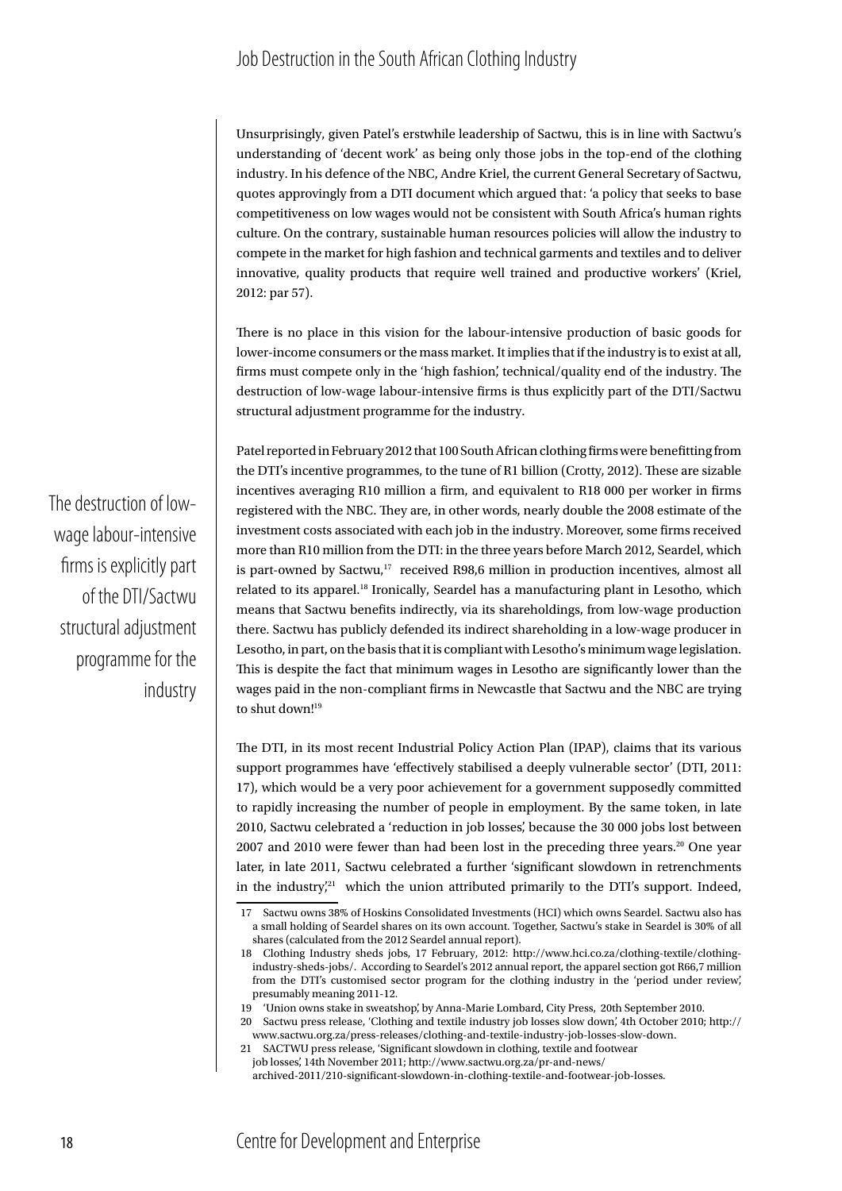Unsurprisingly, given Patel's erstwhile leadership of Sactwu, this is in line with Sactwu's understanding of 'decent work' as being only those jobs in the top-end of the clothing industry. In his defence of the NBC, Andre Kriel, the current General Secretary of Sactwu, quotes approvingly from a DTI document which argued that: 'a policy that seeks to base competitiveness on low wages would not be consistent with South Africa's human rights culture. On the contrary, sustainable human resources policies will allow the industry to compete in the market for high fashion and technical garments and textiles and to deliver innovative, quality products that require well trained and productive workers' (Kriel, 2012: par 57).

There is no place in this vision for the labour-intensive production of basic goods for lower-income consumers or the mass market. It implies that if the industry is to exist at all, firms must compete only in the 'high fashion', technical/quality end of the industry. The destruction of low-wage labour-intensive firms is thus explicitly part of the DTI/Sactwu structural adjustment programme for the industry.

> The destruction of low-wage labour-intensive firms is explicitly part of the DTI/Sactwu structural adjustment programme for the industry

Patel reported in February 2012 that 100 South African clothing firms were benefitting from the DTI's incentive programmes, to the tune of R1 billion (Crotty, 2012). These are sizable incentives averaging R10 million a firm, and equivalent to R18 000 per worker in firms registered with the NBC. They are, in other words, nearly double the 2008 estimate of the investment costs associated with each job in the industry. Moreover, some firms received more than R10 million from the DTI: in the three years before March 2012, Seardel, which is part-owned by Sactwu,[17] received R98,6 million in production incentives, almost all related to its apparel.[18] Ironically, Seardel has a manufacturing plant in Lesotho, which means that Sactwu benefits indirectly, via its shareholdings, from low-wage production there. Sactwu has publicly defended its indirect shareholding in a low-wage producer in Lesotho, in part, on the basis that it is compliant with Lesotho's minimum wage legislation. This is despite the fact that minimum wages in Lesotho are significantly lower than the wages paid in the non-compliant firms in Newcastle that Sactwu and the NBC are trying to shut down![19]

The DTI, in its most recent Industrial Policy Action Plan (IPAP), claims that its various support programmes have 'effectively stabilised a deeply vulnerable sector' (DTI, 2011: 17), which would be a very poor achievement for a government supposedly committed to rapidly increasing the number of people in employment. By the same token, in late 2010, Sactwu celebrated a 'reduction in job losses', because the 30 000 jobs lost between 2007 and 2010 were fewer than had been lost in the preceding three years.[20] One year later, in late 2011, Sactwu celebrated a further 'significant slowdown in retrenchments in the industry',[21] which the union attributed primarily to the DTI's support. Indeed,

---

17 Sactwu owns 38% of Hoskins Consolidated Investments (HCI) which owns Seardel. Sactwu also has a small holding of Seardel shares on its own account. Together, Sactwu's stake in Seardel is 30% of all shares (calculated from the 2012 Seardel annual report).

18 Clothing Industry sheds jobs, 17 February, 2012: http://www.hci.co.za/clothing-textile/clothing-industry-sheds-jobs/. According to Seardel's 2012 annual report, the apparel section got R66,7 million from the DTI's customised sector program for the clothing industry in the 'period under review', presumably meaning 2011-12.

19 'Union owns stake in sweatshop', by Anna-Marie Lombard, City Press, 20th September 2010.

20 Sactwu press release, 'Clothing and textile industry job losses slow down', 4th October 2010; http://www.sactwu.org.za/press-releases/clothing-and-textile-industry-job-losses-slow-down.

21 SACTWU press release, 'Significant slowdown in clothing, textile and footwear job losses', 14th November 2011; http://www.sactwu.org.za/pr-and-news/archived-2011/210-significant-slowdown-in-clothing-textile-and-footwear-job-losses.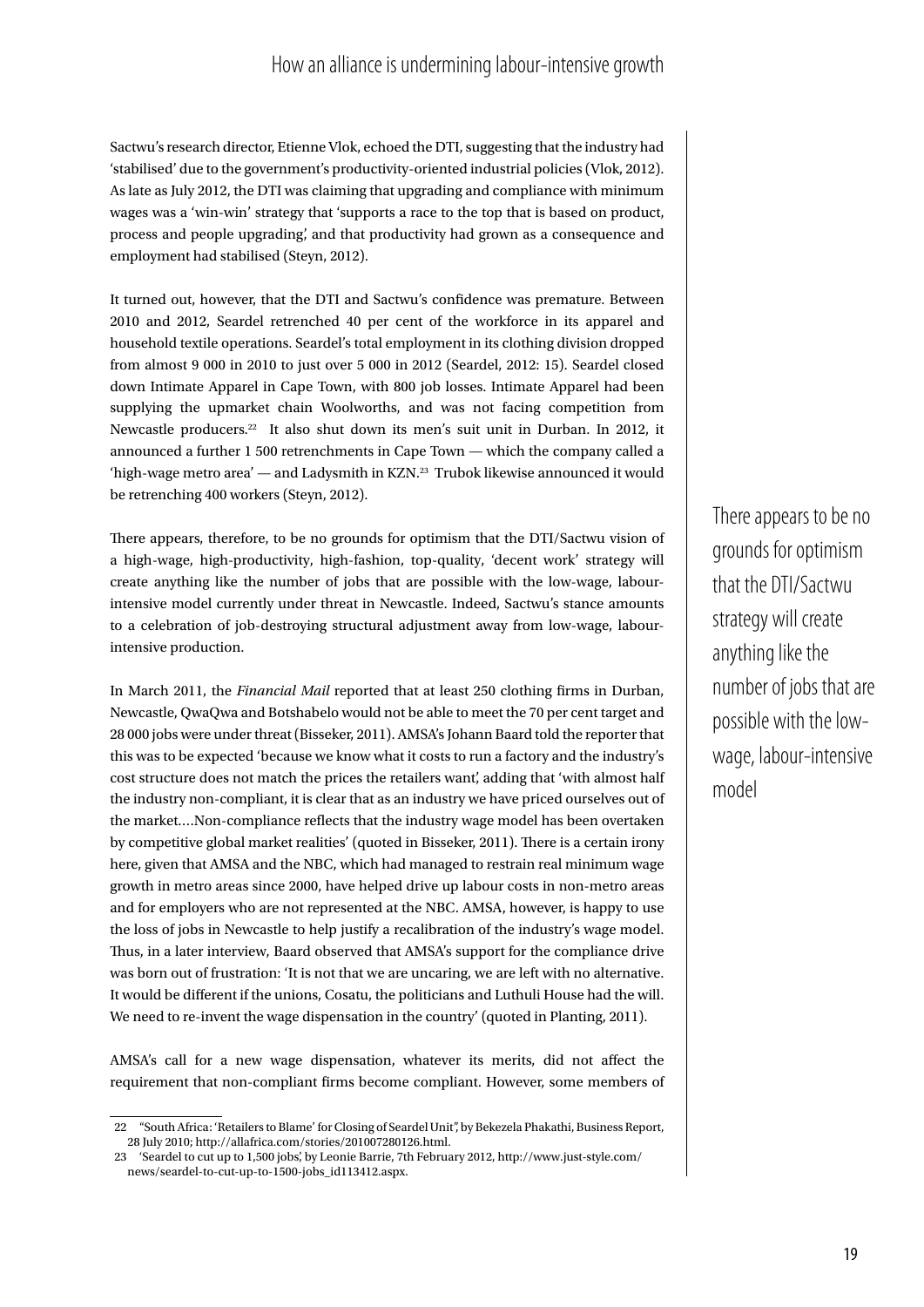Sactwu's research director, Etienne Vlok, echoed the DTI, suggesting that the industry had 'stabilised' due to the government's productivity-oriented industrial policies (Vlok, 2012). As late as July 2012, the DTI was claiming that upgrading and compliance with minimum wages was a 'win-win' strategy that 'supports a race to the top that is based on product, process and people upgrading,' and that productivity had grown as a consequence and employment had stabilised (Steyn, 2012).

It turned out, however, that the DTI and Sactwu's confidence was premature. Between 2010 and 2012, Seardel retrenched 40 per cent of the workforce in its apparel and household textile operations. Seardel's total employment in its clothing division dropped from almost 9 000 in 2010 to just over 5 000 in 2012 (Seardel, 2012: 15). Seardel closed down Intimate Apparel in Cape Town, with 800 job losses. Intimate Apparel had been supplying the upmarket chain Woolworths, and was not facing competition from Newcastle producers.[22] It also shut down its men's suit unit in Durban. In 2012, it announced a further 1 500 retrenchments in Cape Town — which the company called a 'high-wage metro area' — and Ladysmith in KZN.[23] Trubok likewise announced it would be retrenching 400 workers (Steyn, 2012).

There appears, therefore, to be no grounds for optimism that the DTI/Sactwu vision of a high-wage, high-productivity, high-fashion, top-quality, 'decent work' strategy will create anything like the number of jobs that are possible with the low-wage, labour-intensive model currently under threat in Newcastle. Indeed, Sactwu's stance amounts to a celebration of job-destroying structural adjustment away from low-wage, labour-intensive production.

> There appears to be no grounds for optimism that the DTI/Sactwu strategy will create anything like the number of jobs that are possible with the low-wage, labour-intensive model

In March 2011, the *Financial Mail* reported that at least 250 clothing firms in Durban, Newcastle, QwaQwa and Botshabelo would not be able to meet the 70 per cent target and 28 000 jobs were under threat (Bisseker, 2011). AMSA's Johann Baard told the reporter that this was to be expected 'because we know what it costs to run a factory and the industry's cost structure does not match the prices the retailers want,' adding that 'with almost half the industry non-compliant, it is clear that as an industry we have priced ourselves out of the market….Non-compliance reflects that the industry wage model has been overtaken by competitive global market realities' (quoted in Bisseker, 2011). There is a certain irony here, given that AMSA and the NBC, which had managed to restrain real minimum wage growth in metro areas since 2000, have helped drive up labour costs in non-metro areas and for employers who are not represented at the NBC. AMSA, however, is happy to use the loss of jobs in Newcastle to help justify a recalibration of the industry's wage model. Thus, in a later interview, Baard observed that AMSA's support for the compliance drive was born out of frustration: 'It is not that we are uncaring, we are left with no alternative. It would be different if the unions, Cosatu, the politicians and Luthuli House had the will. We need to re-invent the wage dispensation in the country' (quoted in Planting, 2011).

AMSA's call for a new wage dispensation, whatever its merits, did not affect the requirement that non-compliant firms become compliant. However, some members of

---

22 "South Africa: 'Retailers to Blame' for Closing of Seardel Unit", by Bekezela Phakathi, Business Report, 28 July 2010; http://allafrica.com/stories/201007280126.html.

23 'Seardel to cut up to 1,500 jobs', by Leonie Barrie, 7th February 2012, http://www.just-style.com/news/seardel-to-cut-up-to-1500-jobs_id113412.aspx.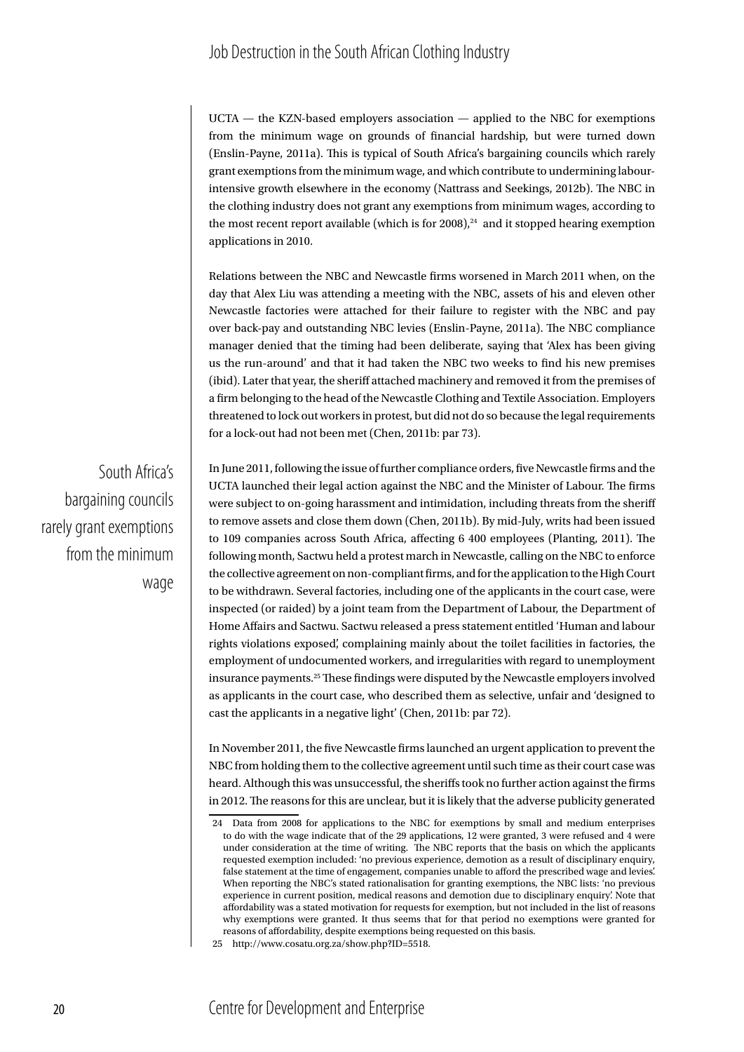UCTA — the KZN-based employers association — applied to the NBC for exemptions from the minimum wage on grounds of financial hardship, but were turned down (Enslin-Payne, 2011a). This is typical of South Africa's bargaining councils which rarely grant exemptions from the minimum wage, and which contribute to undermining labour-intensive growth elsewhere in the economy (Nattrass and Seekings, 2012b). The NBC in the clothing industry does not grant any exemptions from minimum wages, according to the most recent report available (which is for 2008),[24] and it stopped hearing exemption applications in 2010.

Relations between the NBC and Newcastle firms worsened in March 2011 when, on the day that Alex Liu was attending a meeting with the NBC, assets of his and eleven other Newcastle factories were attached for their failure to register with the NBC and pay over back-pay and outstanding NBC levies (Enslin-Payne, 2011a). The NBC compliance manager denied that the timing had been deliberate, saying that 'Alex has been giving us the run-around' and that it had taken the NBC two weeks to find his new premises (ibid). Later that year, the sheriff attached machinery and removed it from the premises of a firm belonging to the head of the Newcastle Clothing and Textile Association. Employers threatened to lock out workers in protest, but did not do so because the legal requirements for a lock-out had not been met (Chen, 2011b: par 73).

South Africa's bargaining councils rarely grant exemptions from the minimum wage

In June 2011, following the issue of further compliance orders, five Newcastle firms and the UCTA launched their legal action against the NBC and the Minister of Labour. The firms were subject to on-going harassment and intimidation, including threats from the sheriff to remove assets and close them down (Chen, 2011b). By mid-July, writs had been issued to 109 companies across South Africa, affecting 6 400 employees (Planting, 2011). The following month, Sactwu held a protest march in Newcastle, calling on the NBC to enforce the collective agreement on non-compliant firms, and for the application to the High Court to be withdrawn. Several factories, including one of the applicants in the court case, were inspected (or raided) by a joint team from the Department of Labour, the Department of Home Affairs and Sactwu. Sactwu released a press statement entitled 'Human and labour rights violations exposed', complaining mainly about the toilet facilities in factories, the employment of undocumented workers, and irregularities with regard to unemployment insurance payments.[25] These findings were disputed by the Newcastle employers involved as applicants in the court case, who described them as selective, unfair and 'designed to cast the applicants in a negative light' (Chen, 2011b: par 72).

In November 2011, the five Newcastle firms launched an urgent application to prevent the NBC from holding them to the collective agreement until such time as their court case was heard. Although this was unsuccessful, the sheriffs took no further action against the firms in 2012. The reasons for this are unclear, but it is likely that the adverse publicity generated

---

24 Data from 2008 for applications to the NBC for exemptions by small and medium enterprises to do with the wage indicate that of the 29 applications, 12 were granted, 3 were refused and 4 were under consideration at the time of writing. The NBC reports that the basis on which the applicants requested exemption included: 'no previous experience, demotion as a result of disciplinary enquiry, false statement at the time of engagement, companies unable to afford the prescribed wage and levies'. When reporting the NBC's stated rationalisation for granting exemptions, the NBC lists: 'no previous experience in current position, medical reasons and demotion due to disciplinary enquiry'. Note that affordability was a stated motivation for requests for exemption, but not included in the list of reasons why exemptions were granted. It thus seems that for that period no exemptions were granted for reasons of affordability, despite exemptions being requested on this basis.

25 http://www.cosatu.org.za/show.php?ID=5518.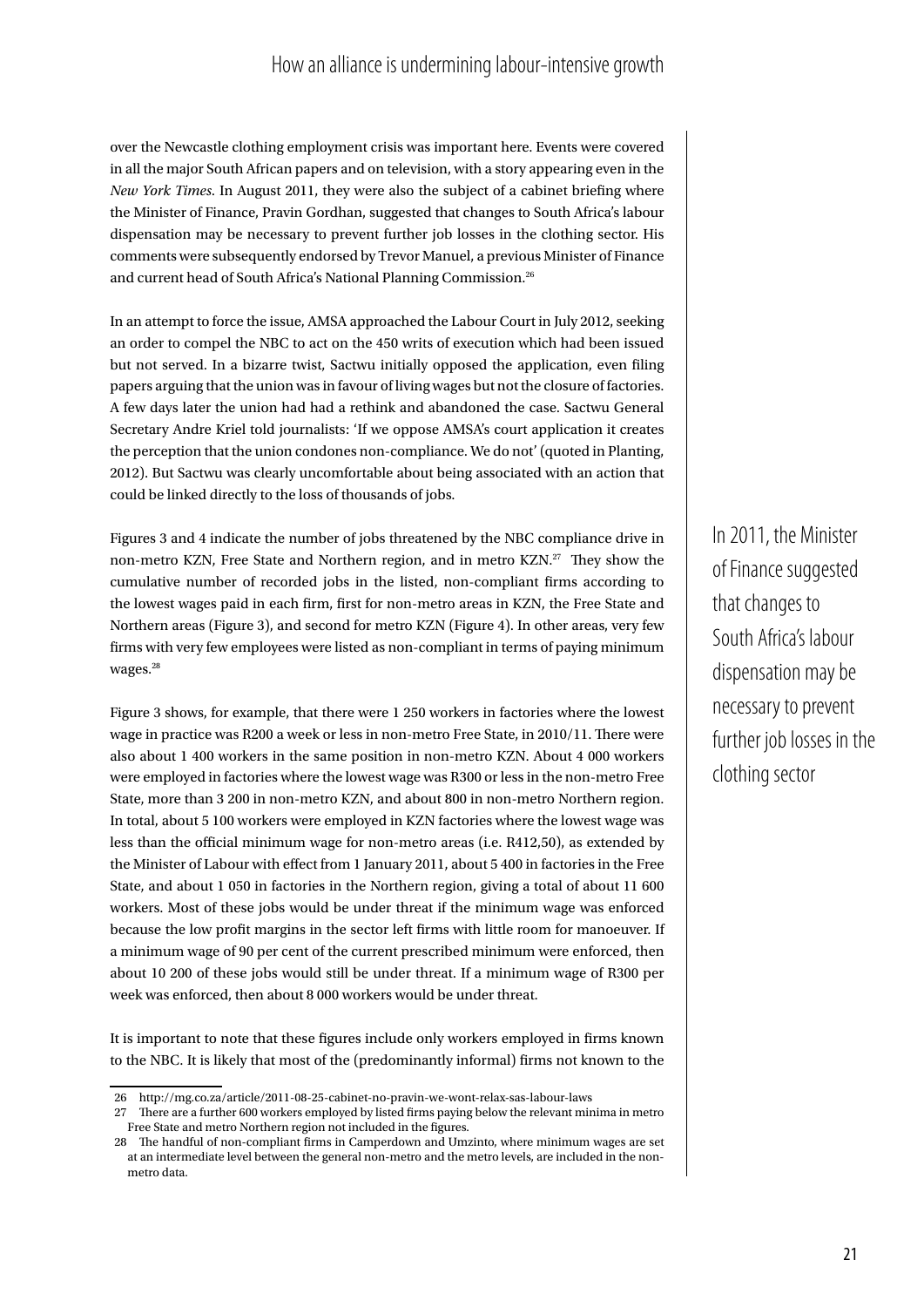over the Newcastle clothing employment crisis was important here. Events were covered in all the major South African papers and on television, with a story appearing even in the *New York Times*. In August 2011, they were also the subject of a cabinet briefing where the Minister of Finance, Pravin Gordhan, suggested that changes to South Africa's labour dispensation may be necessary to prevent further job losses in the clothing sector. His comments were subsequently endorsed by Trevor Manuel, a previous Minister of Finance and current head of South Africa's National Planning Commission.[26]

In an attempt to force the issue, AMSA approached the Labour Court in July 2012, seeking an order to compel the NBC to act on the 450 writs of execution which had been issued but not served. In a bizarre twist, Sactwu initially opposed the application, even filing papers arguing that the union was in favour of living wages but not the closure of factories. A few days later the union had had a rethink and abandoned the case. Sactwu General Secretary Andre Kriel told journalists: 'If we oppose AMSA's court application it creates the perception that the union condones non-compliance. We do not' (quoted in Planting, 2012). But Sactwu was clearly uncomfortable about being associated with an action that could be linked directly to the loss of thousands of jobs.

Figures 3 and 4 indicate the number of jobs threatened by the NBC compliance drive in non-metro KZN, Free State and Northern region, and in metro KZN.[27] They show the cumulative number of recorded jobs in the listed, non-compliant firms according to the lowest wages paid in each firm, first for non-metro areas in KZN, the Free State and Northern areas (Figure 3), and second for metro KZN (Figure 4). In other areas, very few firms with very few employees were listed as non-compliant in terms of paying minimum wages.[28]

> In 2011, the Minister of Finance suggested that changes to South Africa's labour dispensation may be necessary to prevent further job losses in the clothing sector

Figure 3 shows, for example, that there were 1 250 workers in factories where the lowest wage in practice was R200 a week or less in non-metro Free State, in 2010/11. There were also about 1 400 workers in the same position in non-metro KZN. About 4 000 workers were employed in factories where the lowest wage was R300 or less in the non-metro Free State, more than 3 200 in non-metro KZN, and about 800 in non-metro Northern region. In total, about 5 100 workers were employed in KZN factories where the lowest wage was less than the official minimum wage for non-metro areas (i.e. R412,50), as extended by the Minister of Labour with effect from 1 January 2011, about 5 400 in factories in the Free State, and about 1 050 in factories in the Northern region, giving a total of about 11 600 workers. Most of these jobs would be under threat if the minimum wage was enforced because the low profit margins in the sector left firms with little room for manoeuver. If a minimum wage of 90 per cent of the current prescribed minimum were enforced, then about 10 200 of these jobs would still be under threat. If a minimum wage of R300 per week was enforced, then about 8 000 workers would be under threat.

It is important to note that these figures include only workers employed in firms known to the NBC. It is likely that most of the (predominantly informal) firms not known to the

---

26 http://mg.co.za/article/2011-08-25-cabinet-no-pravin-we-wont-relax-sas-labour-laws

27 There are a further 600 workers employed by listed firms paying below the relevant minima in metro Free State and metro Northern region not included in the figures.

28 The handful of non-compliant firms in Camperdown and Umzinto, where minimum wages are set at an intermediate level between the general non-metro and the metro levels, are included in the non-metro data.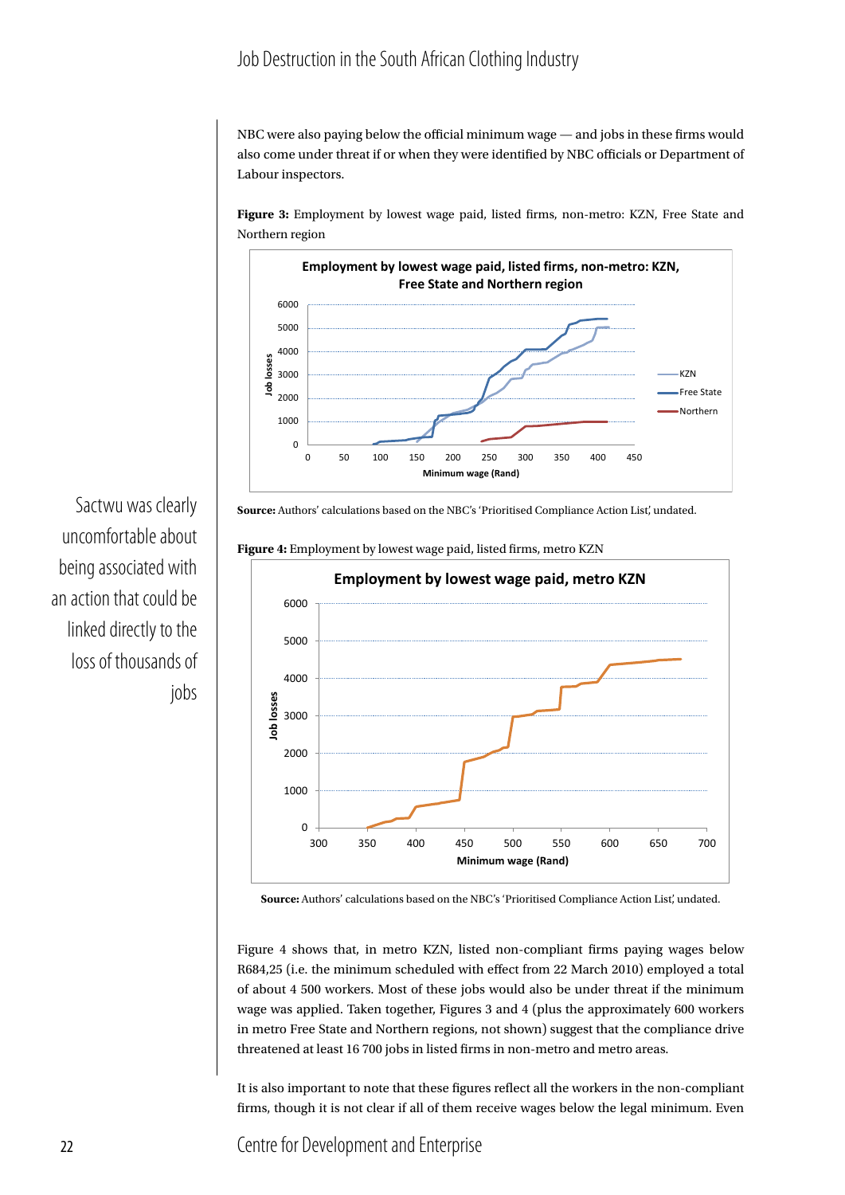NBC were also paying below the official minimum wage — and jobs in these firms would also come under threat if or when they were identified by NBC officials or Department of Labour inspectors.

**Figure 3:** Employment by lowest wage paid, listed firms, non-metro: KZN, Free State and Northern region

**Source:** Authors' calculations based on the NBC's 'Prioritised Compliance Action List', undated.

Sactwu was clearly uncomfortable about being associated with an action that could be linked directly to the loss of thousands of jobs

**Figure 4:** Employment by lowest wage paid, listed firms, metro KZN

**Source:** Authors' calculations based on the NBC's 'Prioritised Compliance Action List', undated.

Figure 4 shows that, in metro KZN, listed non-compliant firms paying wages below R684,25 (i.e. the minimum scheduled with effect from 22 March 2010) employed a total of about 4 500 workers. Most of these jobs would also be under threat if the minimum wage was applied. Taken together, Figures 3 and 4 (plus the approximately 600 workers in metro Free State and Northern regions, not shown) suggest that the compliance drive threatened at least 16 700 jobs in listed firms in non-metro and metro areas.

It is also important to note that these figures reflect all the workers in the non-compliant firms, though it is not clear if all of them receive wages below the legal minimum. Even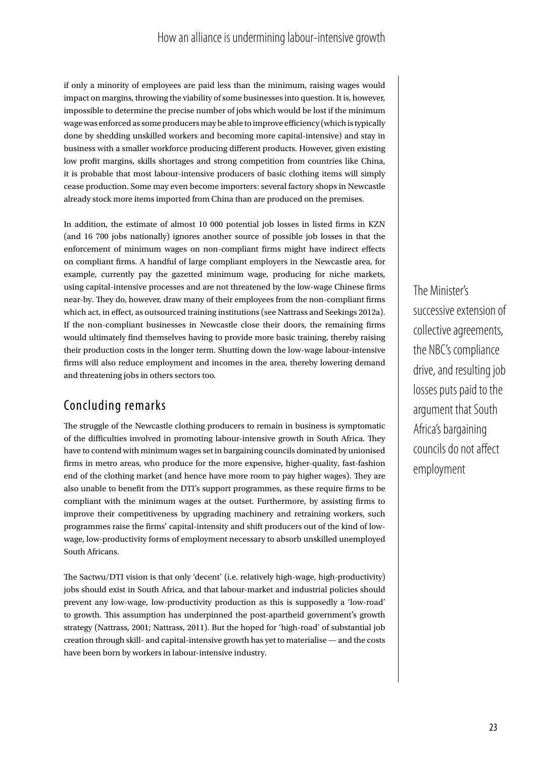if only a minority of employees are paid less than the minimum, raising wages would impact on margins, throwing the viability of some businesses into question. It is, however, impossible to determine the precise number of jobs which would be lost if the minimum wage was enforced as some producers may be able to improve efficiency (which is typically done by shedding unskilled workers and becoming more capital-intensive) and stay in business with a smaller workforce producing different products. However, given existing low profit margins, skills shortages and strong competition from countries like China, it is probable that most labour-intensive producers of basic clothing items will simply cease production. Some may even become importers: several factory shops in Newcastle already stock more items imported from China than are produced on the premises.

In addition, the estimate of almost 10 000 potential job losses in listed firms in KZN (and 16 700 jobs nationally) ignores another source of possible job losses in that the enforcement of minimum wages on non-compliant firms might have indirect effects on compliant firms. A handful of large compliant employers in the Newcastle area, for example, currently pay the gazetted minimum wage, producing for niche markets, using capital-intensive processes and are not threatened by the low-wage Chinese firms near-by. They do, however, draw many of their employees from the non-compliant firms which act, in effect, as outsourced training institutions (see Nattrass and Seekings 2012a). If the non-compliant businesses in Newcastle close their doors, the remaining firms would ultimately find themselves having to provide more basic training, thereby raising their production costs in the longer term. Shutting down the low-wage labour-intensive firms will also reduce employment and incomes in the area, thereby lowering demand and threatening jobs in others sectors too.

> The Minister's successive extension of collective agreements, the NBC's compliance drive, and resulting job losses puts paid to the argument that South Africa's bargaining councils do not affect employment

## Concluding remarks

The struggle of the Newcastle clothing producers to remain in business is symptomatic of the difficulties involved in promoting labour-intensive growth in South Africa. They have to contend with minimum wages set in bargaining councils dominated by unionised firms in metro areas, who produce for the more expensive, higher-quality, fast-fashion end of the clothing market (and hence have more room to pay higher wages). They are also unable to benefit from the DTI's support programmes, as these require firms to be compliant with the minimum wages at the outset. Furthermore, by assisting firms to improve their competitiveness by upgrading machinery and retraining workers, such programmes raise the firms' capital-intensity and shift producers out of the kind of low-wage, low-productivity forms of employment necessary to absorb unskilled unemployed South Africans.

The Sactwu/DTI vision is that only 'decent' (i.e. relatively high-wage, high-productivity) jobs should exist in South Africa, and that labour-market and industrial policies should prevent any low-wage, low-productivity production as this is supposedly a 'low-road' to growth. This assumption has underpinned the post-apartheid government's growth strategy (Nattrass, 2001; Nattrass, 2011). But the hoped for 'high-road' of substantial job creation through skill- and capital-intensive growth has yet to materialise — and the costs have been born by workers in labour-intensive industry.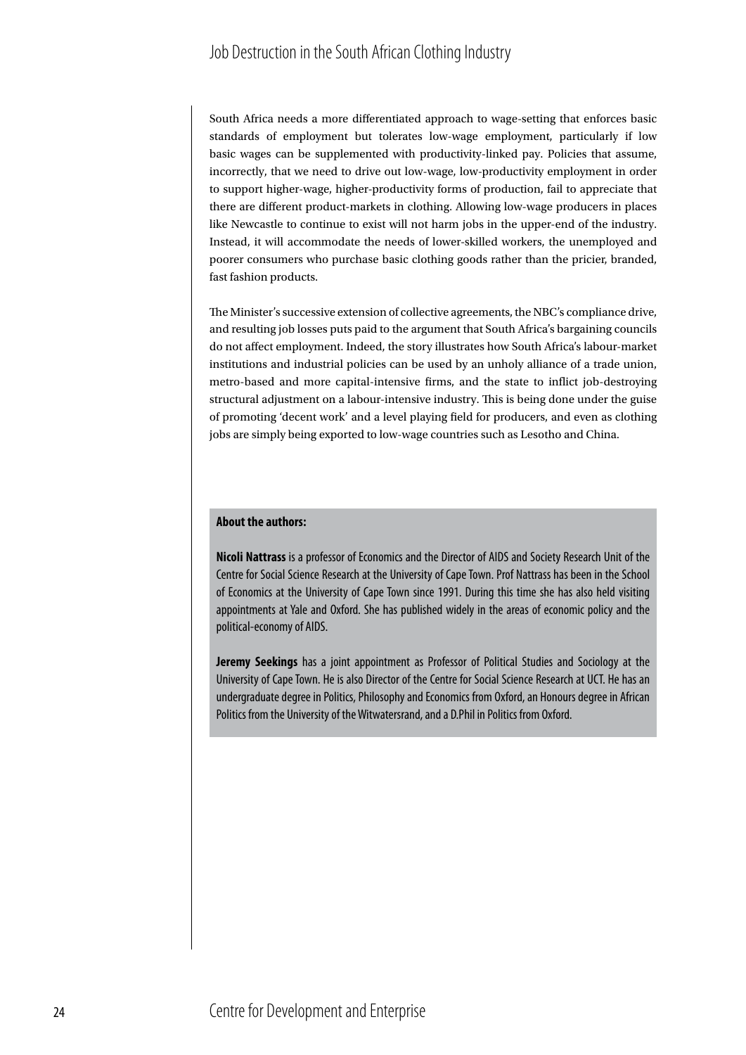South Africa needs a more differentiated approach to wage-setting that enforces basic standards of employment but tolerates low-wage employment, particularly if low basic wages can be supplemented with productivity-linked pay. Policies that assume, incorrectly, that we need to drive out low-wage, low-productivity employment in order to support higher-wage, higher-productivity forms of production, fail to appreciate that there are different product-markets in clothing. Allowing low-wage producers in places like Newcastle to continue to exist will not harm jobs in the upper-end of the industry. Instead, it will accommodate the needs of lower-skilled workers, the unemployed and poorer consumers who purchase basic clothing goods rather than the pricier, branded, fast fashion products.

The Minister's successive extension of collective agreements, the NBC's compliance drive, and resulting job losses puts paid to the argument that South Africa's bargaining councils do not affect employment. Indeed, the story illustrates how South Africa's labour-market institutions and industrial policies can be used by an unholy alliance of a trade union, metro-based and more capital-intensive firms, and the state to inflict job-destroying structural adjustment on a labour-intensive industry. This is being done under the guise of promoting 'decent work' and a level playing field for producers, and even as clothing jobs are simply being exported to low-wage countries such as Lesotho and China.

**About the authors:**

**Nicoli Nattrass** is a professor of Economics and the Director of AIDS and Society Research Unit of the Centre for Social Science Research at the University of Cape Town. Prof Nattrass has been in the School of Economics at the University of Cape Town since 1991. During this time she has also held visiting appointments at Yale and Oxford. She has published widely in the areas of economic policy and the political-economy of AIDS.

**Jeremy Seekings** has a joint appointment as Professor of Political Studies and Sociology at the University of Cape Town. He is also Director of the Centre for Social Science Research at UCT. He has an undergraduate degree in Politics, Philosophy and Economics from Oxford, an Honours degree in African Politics from the University of the Witwatersrand, and a D.Phil in Politics from Oxford.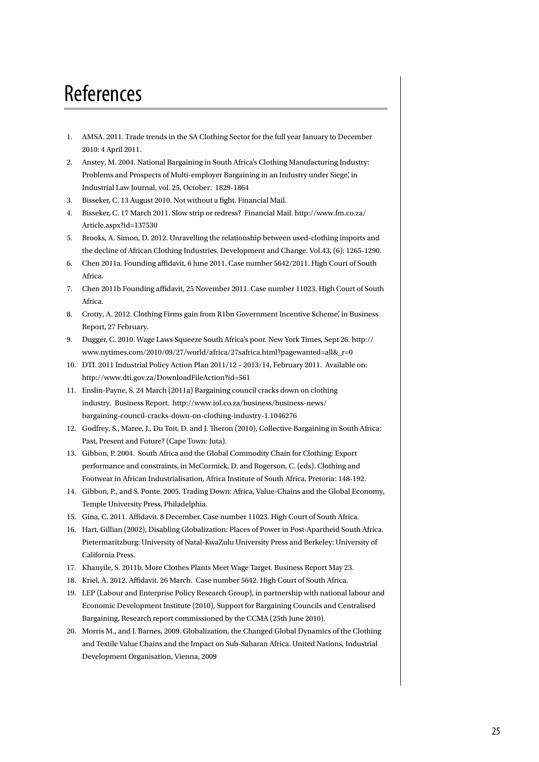# References

1. AMSA. 2011. Trade trends in the SA Clothing Sector for the full year January to December 2010: 4 April 2011.
2. Anstey, M. 2004. National Bargaining in South Africa's Clothing Manufacturing Industry: Problems and Prospects of Multi-employer Bargaining in an Industry under Siege', in Industrial Law Journal, vol. 25, October: 1829-1864
3. Bisseker, C. 13 August 2010. Not without a fight. Financial Mail.
4. Bisseker, C. 17 March 2011. Slow strip or redress? Financial Mail. http://www.fm.co.za/Article.aspx?id=137530
5. Brooks, A. Simon, D. 2012. Unravelling the relationship between used-clothing imports and the decline of African Clothing Industries. Development and Change. Vol.43, (6): 1265-1290.
6. Chen 2011a. Founding affidavit, 6 June 2011. Case number 5642/2011. High Court of South Africa.
7. Chen 2011b Founding affidavit, 25 November 2011. Case number 11023. High Court of South Africa.
8. Crotty, A. 2012. Clothing Firms gain from R1bn Government Incentive Scheme', in Business Report, 27 February.
9. Dugger, C. 2010. Wage Laws Squeeze South Africa's poor. New York Times, Sept 26. http://www.nytimes.com/2010/09/27/world/africa/27safrica.html?pagewanted=all&_r=0
10. DTI. 2011 Industrial Policy Action Plan 2011/12 – 2013/14, February 2011. Available on: http://www.dti.gov.za/DownloadFileAction?id=561
11. Enslin-Payne, S. 24 March (2011a) Bargaining council cracks down on clothing industry. Business Report. http://www.iol.co.za/business/business-news/bargaining-council-cracks-down-on-clothing-industry-1.1046276
12. Godfrey, S., Maree, J., Du Toit, D. and J. Theron (2010), Collective Bargaining in South Africa: Past, Present and Future? (Cape Town: Juta).
13. Gibbon, P. 2004. South Africa and the Global Commodity Chain for Clothing: Export performance and constraints, in McCormick, D. and Rogerson, C. (eds). Clothing and Footwear in African Industrialisation, Africa Institute of South Africa, Pretoria: 148-192.
14. Gibbon, P., and S. Ponte. 2005. Trading Down: Africa, Value-Chains and the Global Economy, Temple University Press, Philadelphia.
15. Gina, C. 2011. Affidavit. 8 December. Case number 11023. High Court of South Africa.
16. Hart, Gillian (2002), Disabling Globalization: Places of Power in Post-Apartheid South Africa. Pietermaritzburg: University of Natal-KwaZulu University Press and Berkeley: University of California Press.
17. Khanyile, S. 2011b. More Clothes Plants Meet Wage Target. Business Report May 23.
18. Kriel, A. 2012. Affidavit. 26 March. Case number 5642. High Court of South Africa.
19. LEP (Labour and Enterprise Policy Research Group), in partnership with national labour and Economic Development Institute (2010), Support for Bargaining Councils and Centralised Bargaining, Research report commissioned by the CCMA (25th June 2010).
20. Morris M., and J. Barnes, 2009. Globalization, the Changed Global Dynamics of the Clothing and Textile Value Chains and the Impact on Sub-Saharan Africa. United Nations, Industrial Development Organisation, Vienna, 2009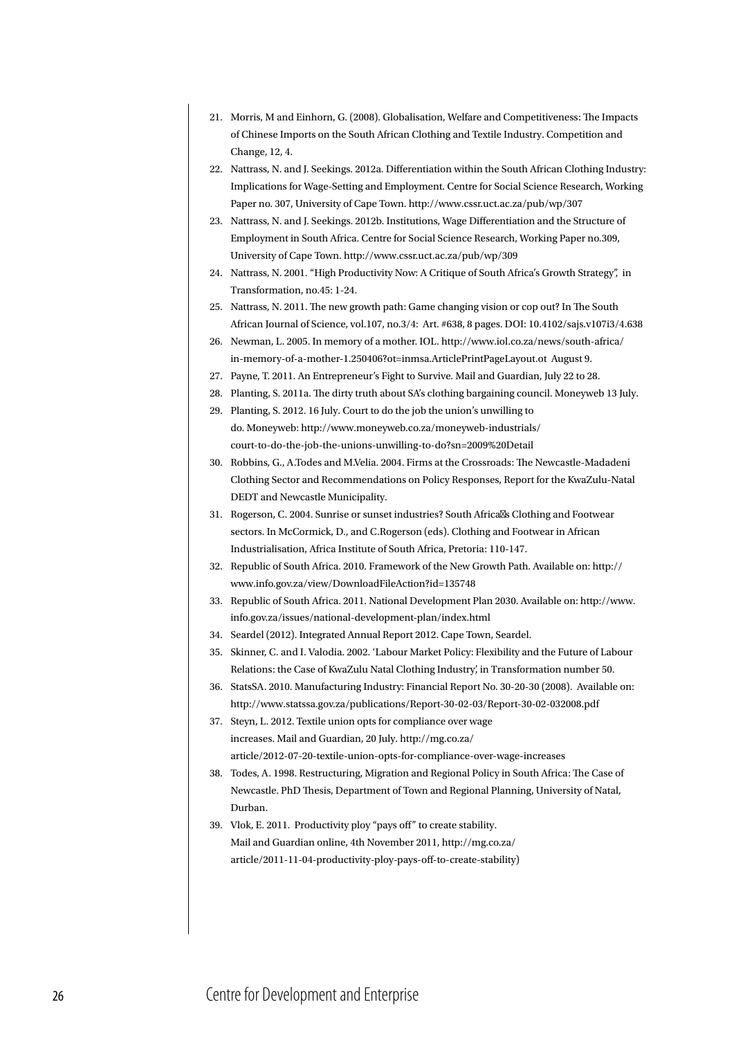21. Morris, M and Einhorn, G. (2008). Globalisation, Welfare and Competitiveness: The Impacts of Chinese Imports on the South African Clothing and Textile Industry. Competition and Change, 12, 4.
22. Nattrass, N. and J. Seekings. 2012a. Differentiation within the South African Clothing Industry: Implications for Wage-Setting and Employment. Centre for Social Science Research, Working Paper no. 307, University of Cape Town. http://www.cssr.uct.ac.za/pub/wp/307
23. Nattrass, N. and J. Seekings. 2012b. Institutions, Wage Differentiation and the Structure of Employment in South Africa. Centre for Social Science Research, Working Paper no.309, University of Cape Town. http://www.cssr.uct.ac.za/pub/wp/309
24. Nattrass, N. 2001. "High Productivity Now: A Critique of South Africa's Growth Strategy", in Transformation, no.45: 1-24.
25. Nattrass, N. 2011. The new growth path: Game changing vision or cop out? In The South African Journal of Science, vol.107, no.3/4: Art. #638, 8 pages. DOI: 10.4102/sajs.v107i3/4.638
26. Newman, L. 2005. In memory of a mother. IOL. http://www.iol.co.za/news/south-africa/in-memory-of-a-mother-1.250406?ot=inmsa.ArticlePrintPageLayout.ot August 9.
27. Payne, T. 2011. An Entrepreneur's Fight to Survive. Mail and Guardian, July 22 to 28.
28. Planting, S. 2011a. The dirty truth about SA's clothing bargaining council. Moneyweb 13 July.
29. Planting, S. 2012. 16 July. Court to do the job the union's unwilling to do. Moneyweb: http://www.moneyweb.co.za/moneyweb-industrials/court-to-do-the-job-the-unions-unwilling-to-do?sn=2009%20Detail
30. Robbins, G., A.Todes and M.Velia. 2004. Firms at the Crossroads: The Newcastle-Madadeni Clothing Sector and Recommendations on Policy Responses, Report for the KwaZulu-Natal DEDT and Newcastle Municipality.
31. Rogerson, C. 2004. Sunrise or sunset industries? South Africa�s Clothing and Footwear sectors. In McCormick, D., and C.Rogerson (eds). Clothing and Footwear in African Industrialisation, Africa Institute of South Africa, Pretoria: 110-147.
32. Republic of South Africa. 2010. Framework of the New Growth Path. Available on: http://www.info.gov.za/view/DownloadFileAction?id=135748
33. Republic of South Africa. 2011. National Development Plan 2030. Available on: http://www.info.gov.za/issues/national-development-plan/index.html
34. Seardel (2012). Integrated Annual Report 2012. Cape Town, Seardel.
35. Skinner, C. and I. Valodia. 2002. 'Labour Market Policy: Flexibility and the Future of Labour Relations: the Case of KwaZulu Natal Clothing Industry', in Transformation number 50.
36. StatsSA. 2010. Manufacturing Industry: Financial Report No. 30-20-30 (2008). Available on: http://www.statssa.gov.za/publications/Report-30-02-03/Report-30-02-032008.pdf
37. Steyn, L. 2012. Textile union opts for compliance over wage increases. Mail and Guardian, 20 July. http://mg.co.za/article/2012-07-20-textile-union-opts-for-compliance-over-wage-increases
38. Todes, A. 1998. Restructuring, Migration and Regional Policy in South Africa: The Case of Newcastle. PhD Thesis, Department of Town and Regional Planning, University of Natal, Durban.
39. Vlok, E. 2011. Productivity ploy "pays off" to create stability. Mail and Guardian online, 4th November 2011, http://mg.co.za/article/2011-11-04-productivity-ploy-pays-off-to-create-stability)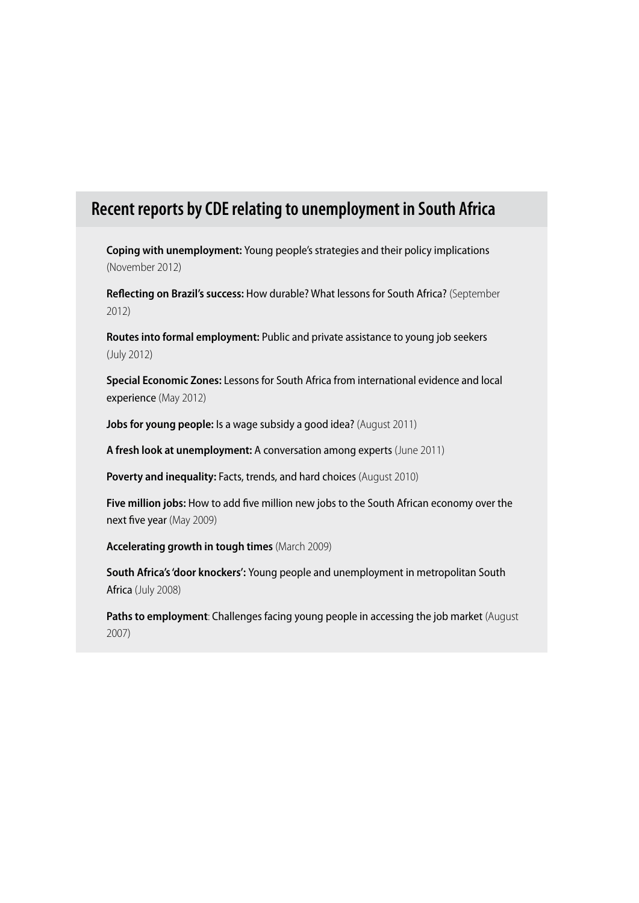## Recent reports by CDE relating to unemployment in South Africa

**Coping with unemployment:** Young people's strategies and their policy implications (November 2012)

**Reflecting on Brazil's success:** How durable? What lessons for South Africa? (September 2012)

**Routes into formal employment:** Public and private assistance to young job seekers (July 2012)

**Special Economic Zones:** Lessons for South Africa from international evidence and local experience (May 2012)

**Jobs for young people:** Is a wage subsidy a good idea? (August 2011)

**A fresh look at unemployment:** A conversation among experts (June 2011)

**Poverty and inequality:** Facts, trends, and hard choices (August 2010)

**Five million jobs:** How to add five million new jobs to the South African economy over the next five year (May 2009)

**Accelerating growth in tough times** (March 2009)

**South Africa's 'door knockers':** Young people and unemployment in metropolitan South Africa (July 2008)

**Paths to employment**: Challenges facing young people in accessing the job market (August 2007)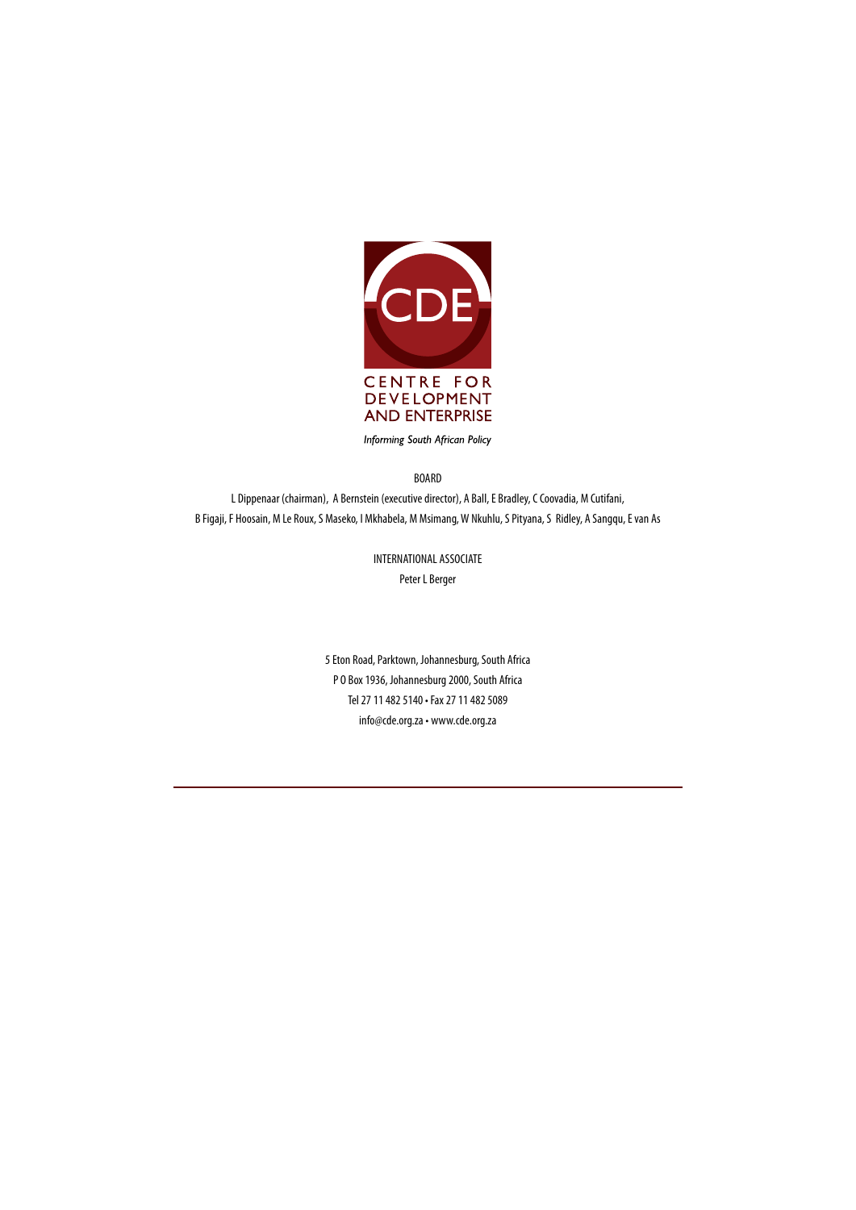CDE

CENTRE FOR DEVELOPMENT AND ENTERPRISE

*Informing South African Policy*

BOARD

L Dippenaar (chairman), A Bernstein (executive director), A Ball, E Bradley, C Coovadia, M Cutifani, B Figaji, F Hoosain, M Le Roux, S Maseko, I Mkhabela, M Msimang, W Nkuhlu, S Pityana, S Ridley, A Sangqu, E van As

INTERNATIONAL ASSOCIATE

Peter L Berger

5 Eton Road, Parktown, Johannesburg, South Africa
P O Box 1936, Johannesburg 2000, South Africa
Tel 27 11 482 5140 • Fax 27 11 482 5089
info@cde.org.za • www.cde.org.za